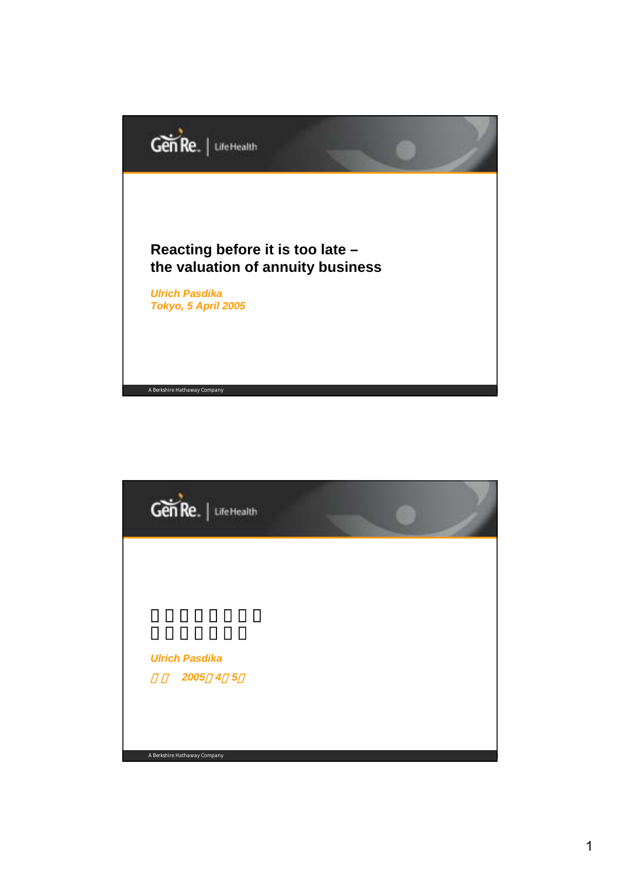Gen Re | LifeHealth

# Reacting before it is too late – the valuation of annuity business

*Ulrich Pasdika*
*Tokyo, 5 April 2005*

A Berkshire Hathaway Company

---

Gen Re | LifeHealth

*Ulrich Pasdika*

A Berkshire Hathaway Company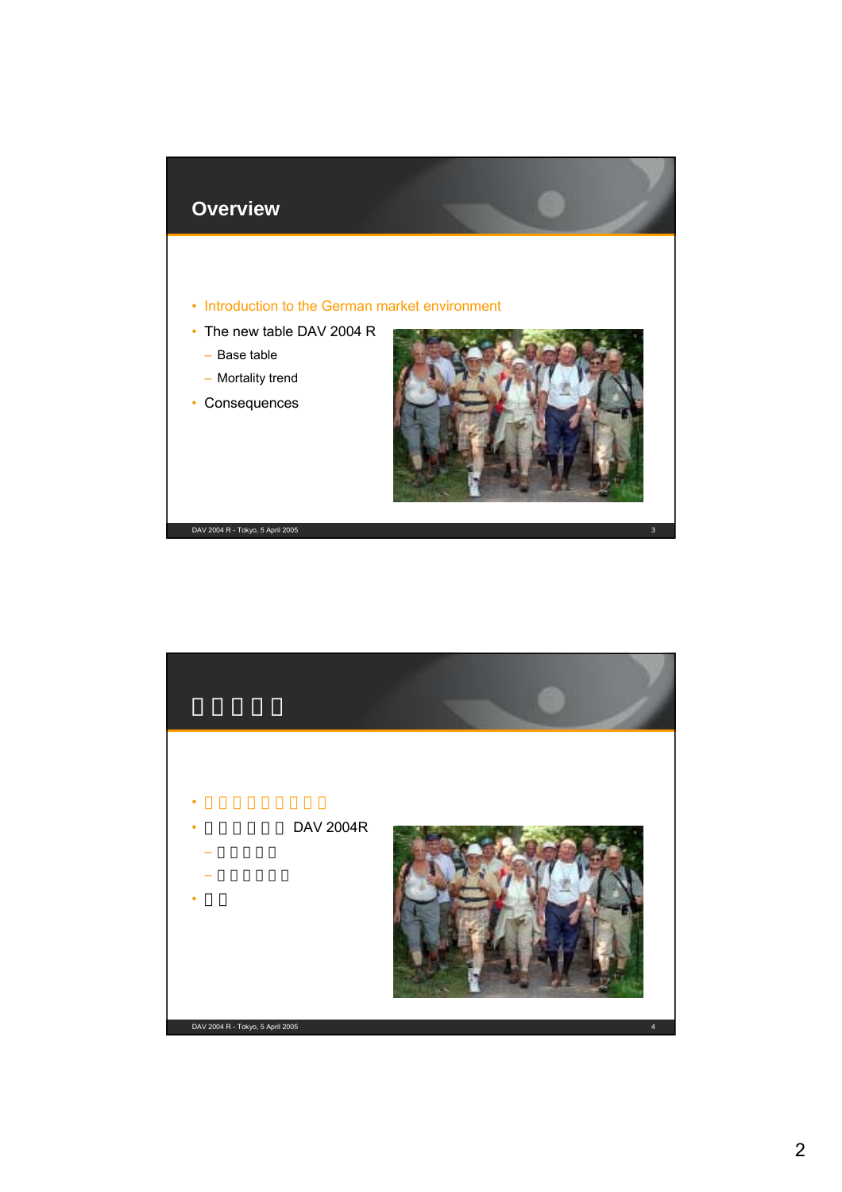## Overview

- Introduction to the German market environment
- The new table DAV 2004 R
  - Base table
  - Mortality trend
- Consequences

## □□□□□

- □□□□□□□□□□
- □□□□□□ DAV 2004R
  - □□□□□
  - □□□□□□
- □□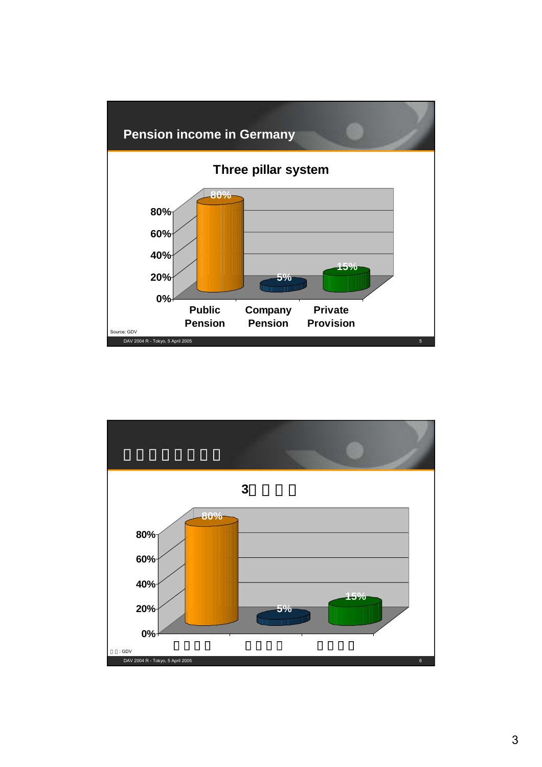## Pension income in Germany

### Three pillar system

| | Public Pension | Company Pension | Private Provision |
|---|---|---|---|
| Share | 80% | 5% | 15% |

Source: GDV

DAV 2004 R - Tokyo, 5 April 2005

## □□□□□□□□

### 3□□□□

| | □□□□ | □□□□ | □□□□ |
|---|---|---|---|
| | 80% | 5% | 15% |

□□: GDV

DAV 2004 R - Tokyo, 5 April 2005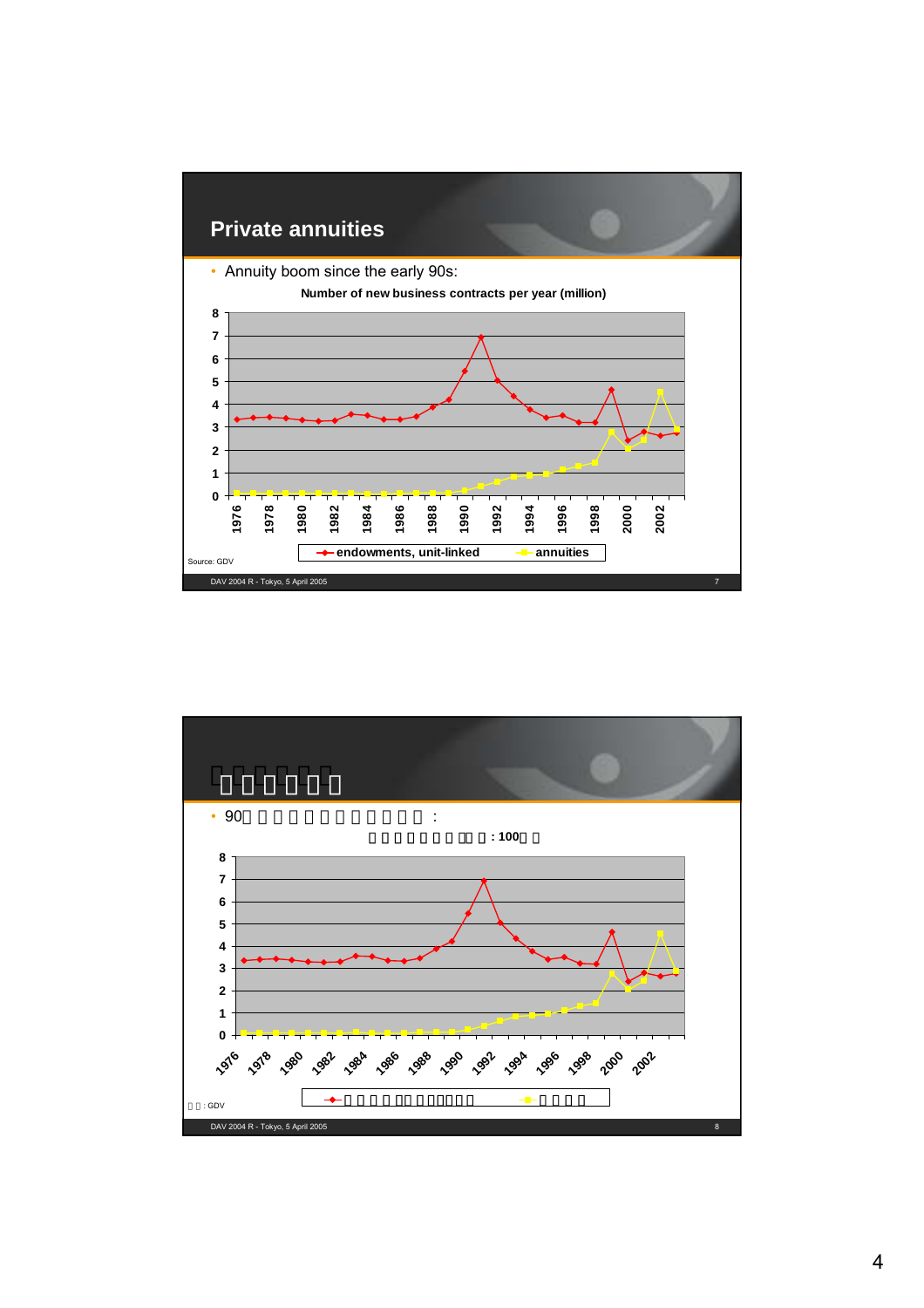## Private annuities

- Annuity boom since the early 90s:

**Number of new business contracts per year (million)**

Legend: endowments, unit-linked; annuities

Source: GDV

DAV 2004 R - Tokyo, 5 April 2005

---

## 

- 90 :

**: 100**

: GDV

DAV 2004 R - Tokyo, 5 April 2005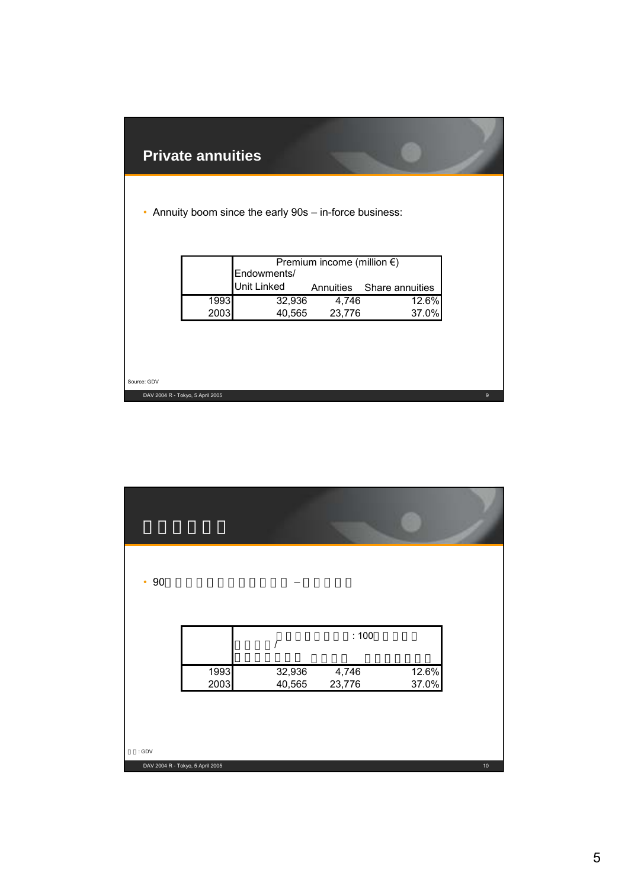## Private annuities

- Annuity boom since the early 90s – in-force business:

| | Premium income (million €) | | |
|---|---|---|---|
| | Endowments/ Unit Linked | Annuities | Share annuities |
| 1993 | 32,936 | 4,746 | 12.6% |
| 2003 | 40,565 | 23,776 | 37.0% |

Source: GDV

- 90

| | : 100 | | |
|---|---|---|---|
| | / | | |
| 1993 | 32,936 | 4,746 | 12.6% |
| 2003 | 40,565 | 23,776 | 37.0% |

: GDV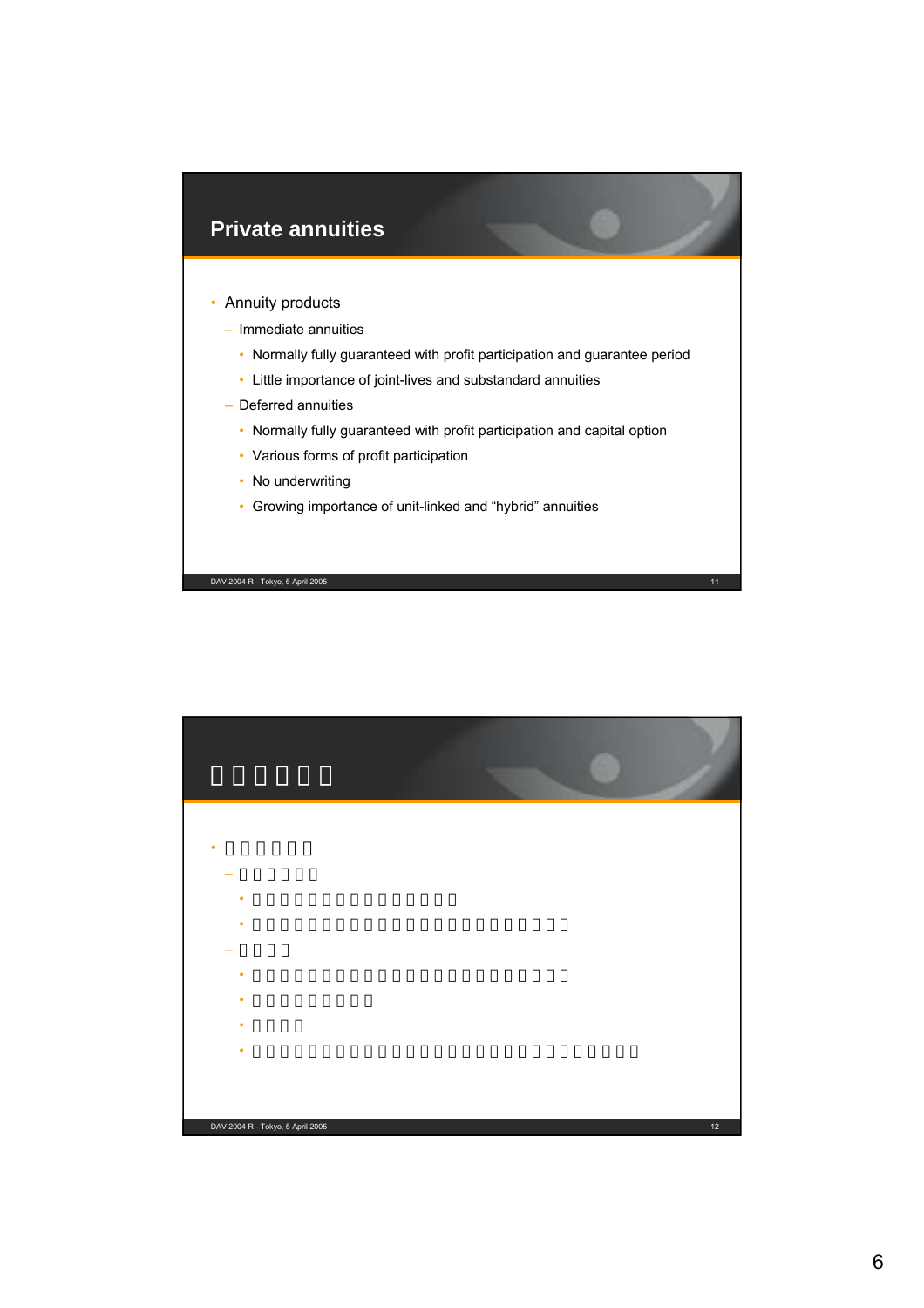## Private annuities

- Annuity products
  - Immediate annuities
    - Normally fully guaranteed with profit participation and guarantee period
    - Little importance of joint-lives and substandard annuities
  - Deferred annuities
    - Normally fully guaranteed with profit participation and capital option
    - Various forms of profit participation
    - No underwriting
    - Growing importance of unit-linked and “hybrid” annuities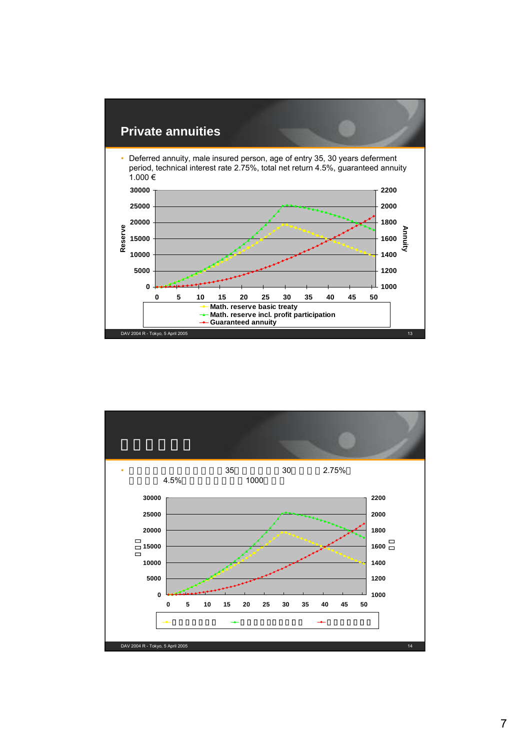## Private annuities

- Deferred annuity, male insured person, age of entry 35, 30 years deferment period, technical interest rate 2.75%, total net return 4.5%, guaranteed annuity 1.000 €

Reserve / Annuity

- Math. reserve basic treaty
- Math. reserve incl. profit participation
- Guaranteed annuity

DAV 2004 R - Tokyo, 5 April 2005

---

## □□□□□

- □□□□□□□□□□□□35□□□□□□30□□□□2.75%□ □□□□4.5%□□□□□□□□1000□□□

DAV 2004 R - Tokyo, 5 April 2005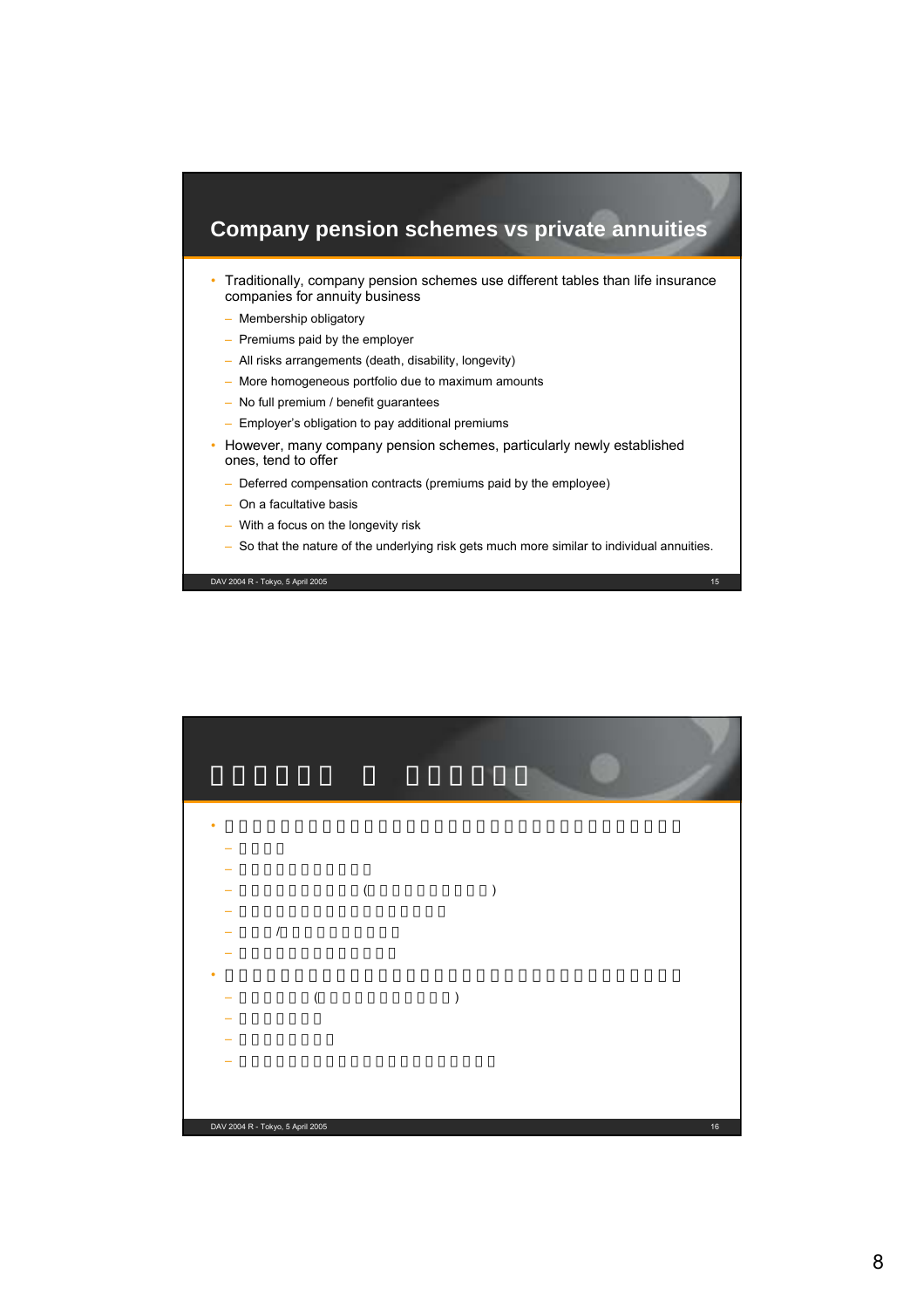## Company pension schemes vs private annuities

- Traditionally, company pension schemes use different tables than life insurance companies for annuity business
  - Membership obligatory
  - Premiums paid by the employer
  - All risks arrangements (death, disability, longevity)
  - More homogeneous portfolio due to maximum amounts
  - No full premium / benefit guarantees
  - Employer's obligation to pay additional premiums
- However, many company pension schemes, particularly newly established ones, tend to offer
  - Deferred compensation contracts (premiums paid by the employee)
  - On a facultative basis
  - With a focus on the longevity risk
  - So that the nature of the underlying risk gets much more similar to individual annuities.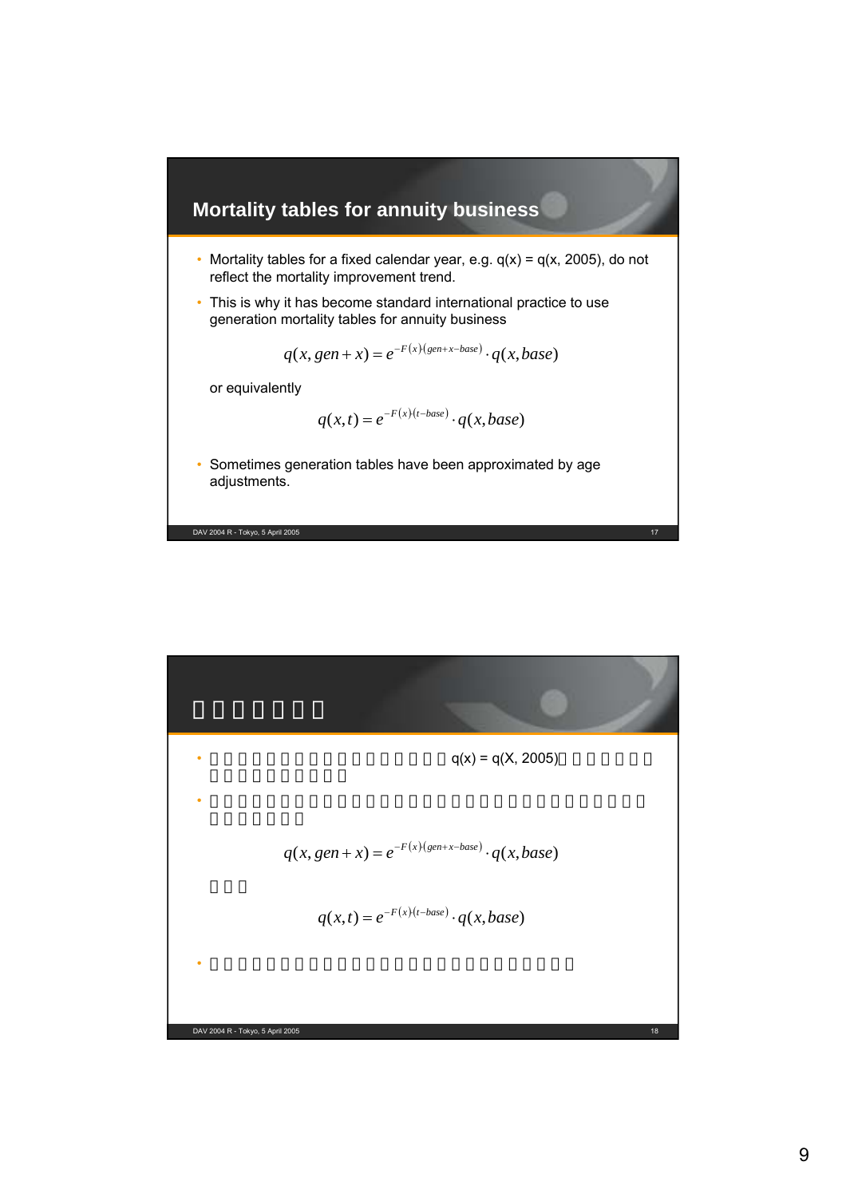## Mortality tables for annuity business

- Mortality tables for a fixed calendar year, e.g. q(x) = q(x, 2005), do not reflect the mortality improvement trend.
- This is why it has become standard international practice to use generation mortality tables for annuity business

$$q(x, gen+x) = e^{-F(x)(gen+x-base)} \cdot q(x, base)$$

or equivalently

$$q(x,t) = e^{-F(x)(t-base)} \cdot q(x, base)$$

- Sometimes generation tables have been approximated by age adjustments.

---

- q(x) = q(X, 2005)

$$q(x, gen+x) = e^{-F(x)(gen+x-base)} \cdot q(x, base)$$

$$q(x,t) = e^{-F(x)(t-base)} \cdot q(x, base)$$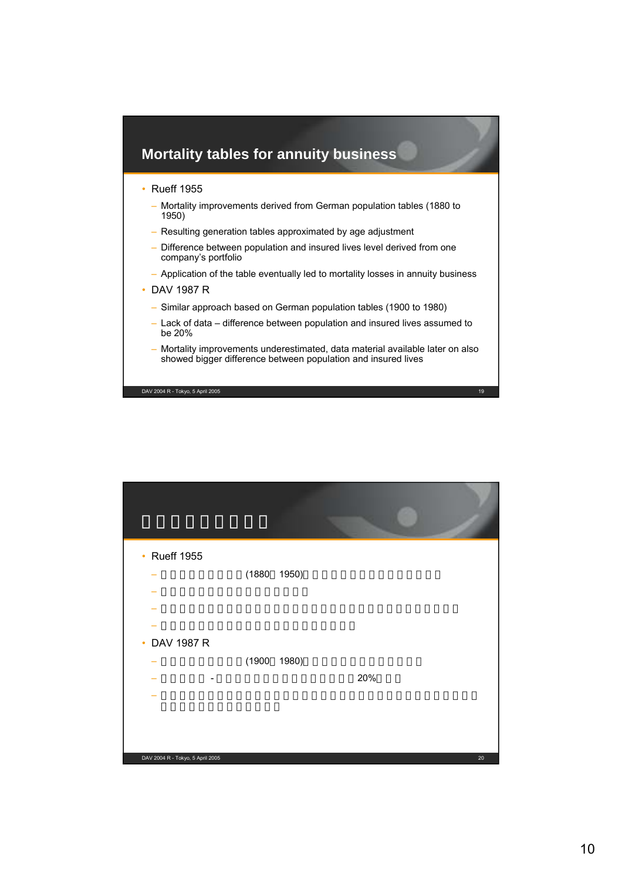## Mortality tables for annuity business

- Rueff 1955
  - Mortality improvements derived from German population tables (1880 to 1950)
  - Resulting generation tables approximated by age adjustment
  - Difference between population and insured lives level derived from one company's portfolio
  - Application of the table eventually led to mortality losses in annuity business
- DAV 1987 R
  - Similar approach based on German population tables (1900 to 1980)
  - Lack of data – difference between population and insured lives assumed to be 20%
  - Mortality improvements underestimated, data material available later on also showed bigger difference between population and insured lives

---

- Rueff 1955
  - (1880 1950)
- DAV 1987 R
  - (1900 1980)
  - \- 20%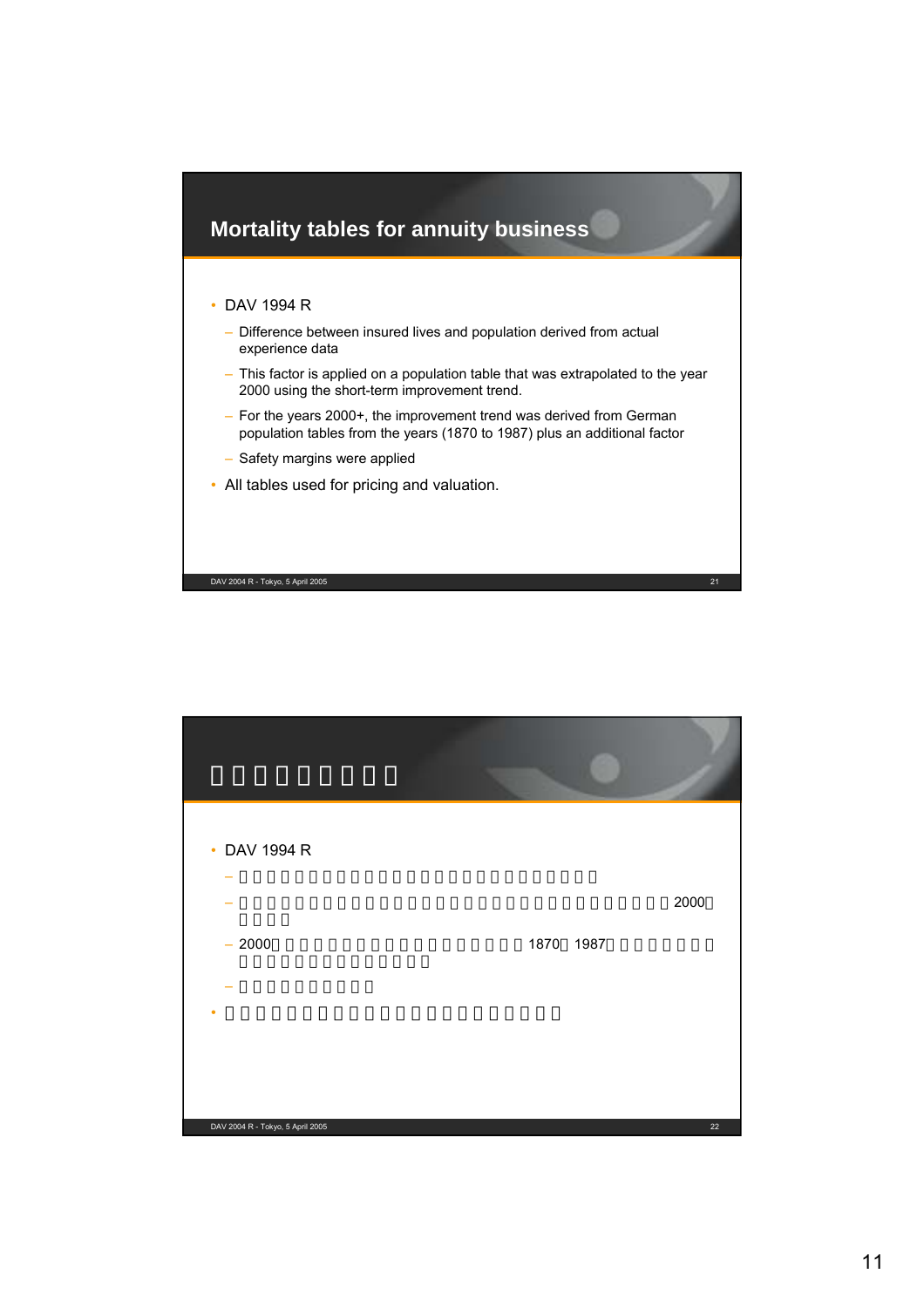## Mortality tables for annuity business

- DAV 1994 R
  - Difference between insured lives and population derived from actual experience data
  - This factor is applied on a population table that was extrapolated to the year 2000 using the short-term improvement trend.
  - For the years 2000+, the improvement trend was derived from German population tables from the years (1870 to 1987) plus an additional factor
  - Safety margins were applied
- All tables used for pricing and valuation.

---

- DAV 1994 R
  - 2000
  - 2000 1870 1987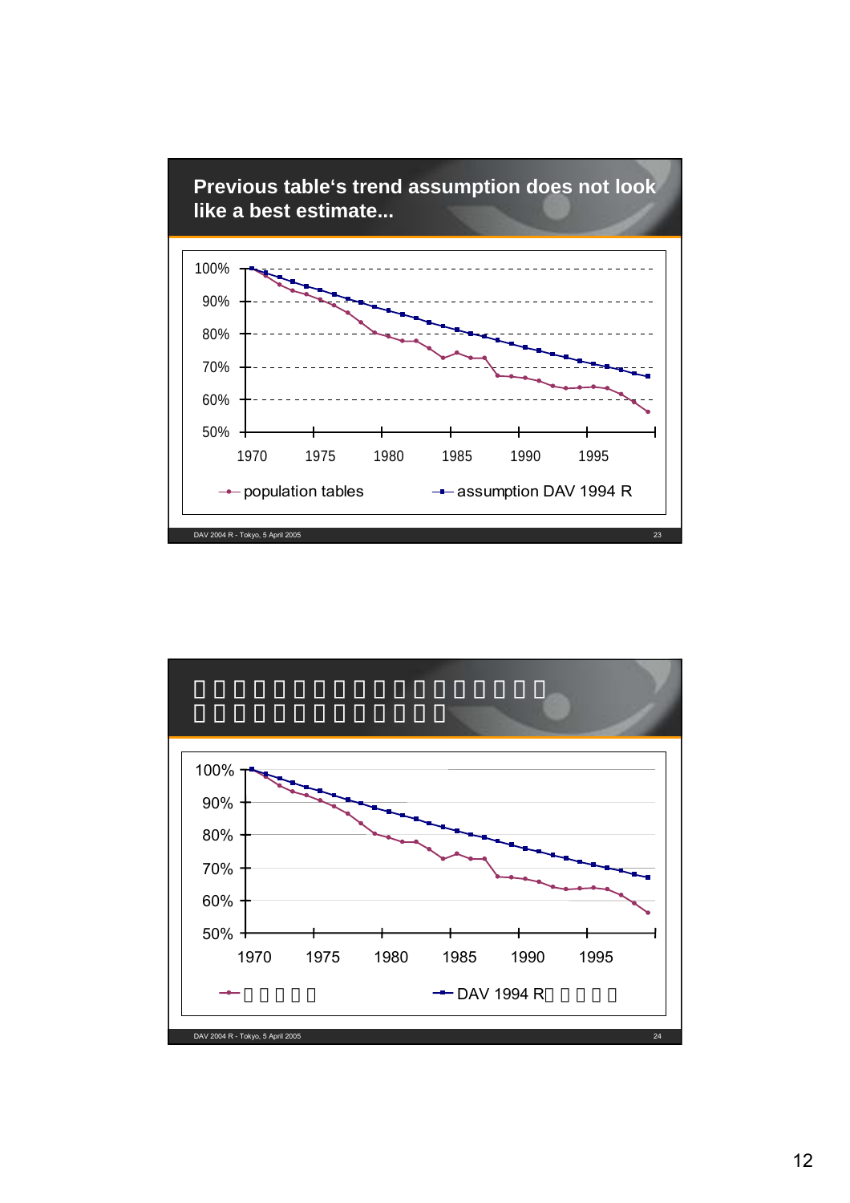## Previous table's trend assumption does not look like a best estimate...

100%
90%
80%
70%
60%
50%

1970 1975 1980 1985 1990 1995

population tables    assumption DAV 1994 R

DAV 2004 R - Tokyo, 5 April 2005

## 

100%
90%
80%
70%
60%
50%

1970 1975 1980 1985 1990 1995

DAV 1994 R

DAV 2004 R - Tokyo, 5 April 2005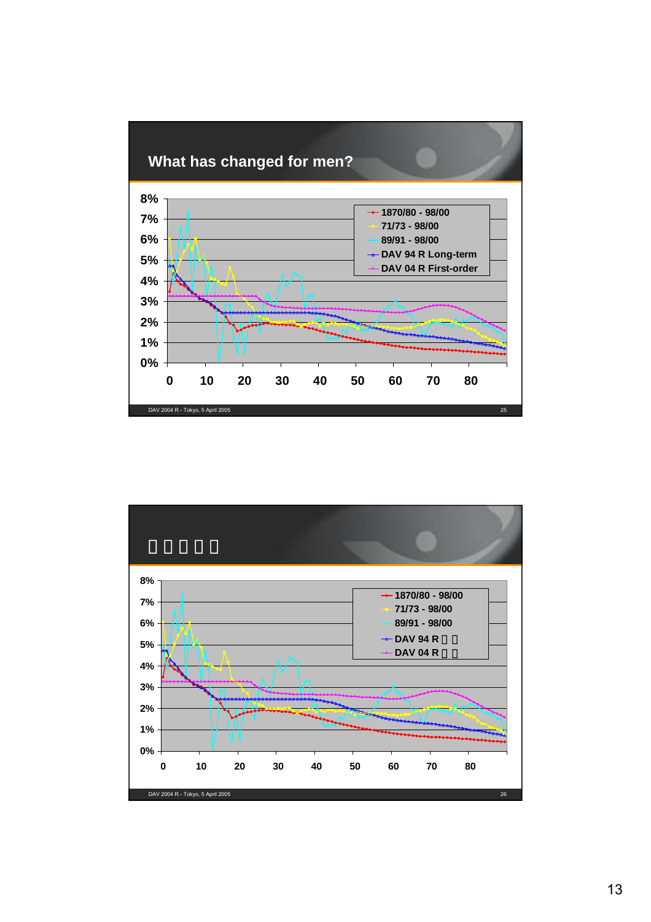## What has changed for men?

8%
7%
6%
5%
4%
3%
2%
1%
0%

0 10 20 30 40 50 60 70 80

- 1870/80 - 98/00
- 71/73 - 98/00
- 89/91 - 98/00
- DAV 94 R Long-term
- DAV 04 R First-order

DAV 2004 R - Tokyo, 5 April 2005

## □□□□□

8%
7%
6%
5%
4%
3%
2%
1%
0%

0 10 20 30 40 50 60 70 80

- 1870/80 - 98/00
- 71/73 - 98/00
- 89/91 - 98/00
- DAV 94 R □□
- DAV 04 R □□

DAV 2004 R - Tokyo, 5 April 2005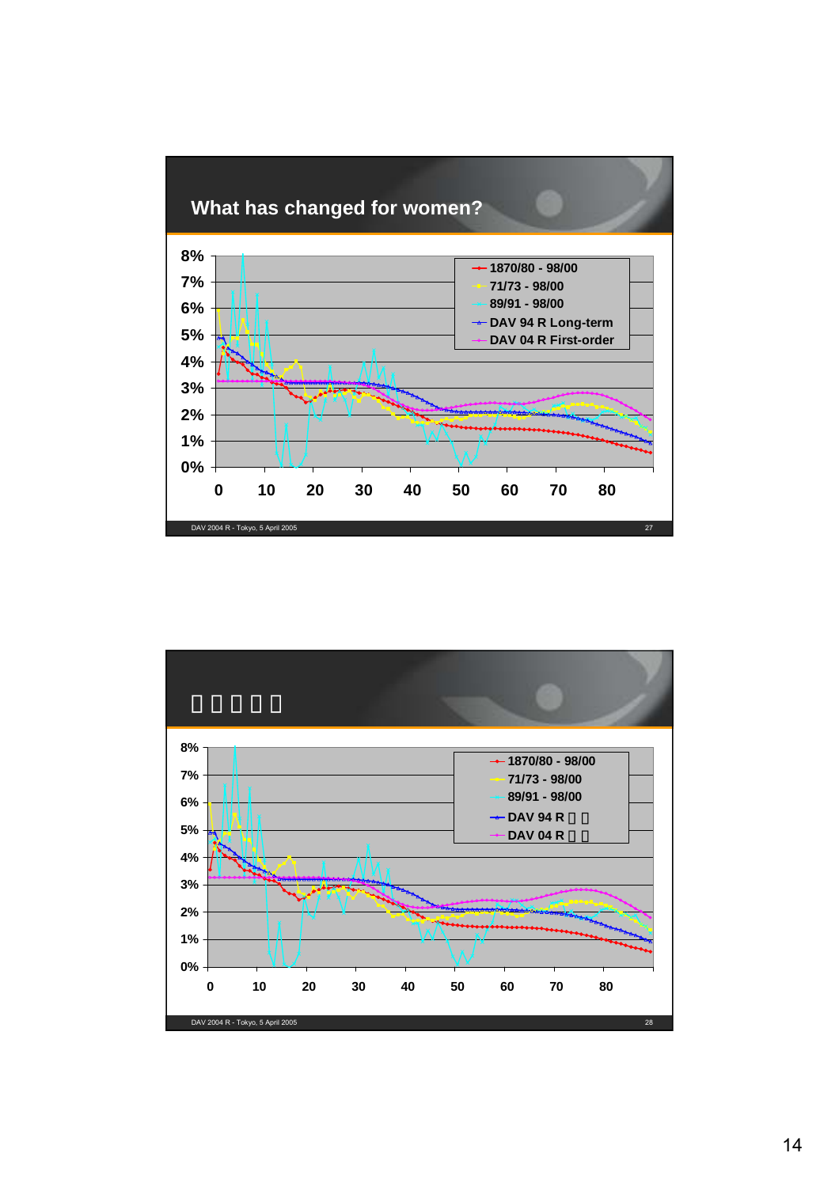## What has changed for women?

- 1870/80 - 98/00
- 71/73 - 98/00
- 89/91 - 98/00
- DAV 94 R Long-term
- DAV 04 R First-order

Y-axis: 0%, 1%, 2%, 3%, 4%, 5%, 6%, 7%, 8%

X-axis: 0, 10, 20, 30, 40, 50, 60, 70, 80

DAV 2004 R - Tokyo, 5 April 2005

---

## □□□□□

- 1870/80 - 98/00
- 71/73 - 98/00
- 89/91 - 98/00
- DAV 94 R □□
- DAV 04 R □□

Y-axis: 0%, 1%, 2%, 3%, 4%, 5%, 6%, 7%, 8%

X-axis: 0, 10, 20, 30, 40, 50, 60, 70, 80

DAV 2004 R - Tokyo, 5 April 2005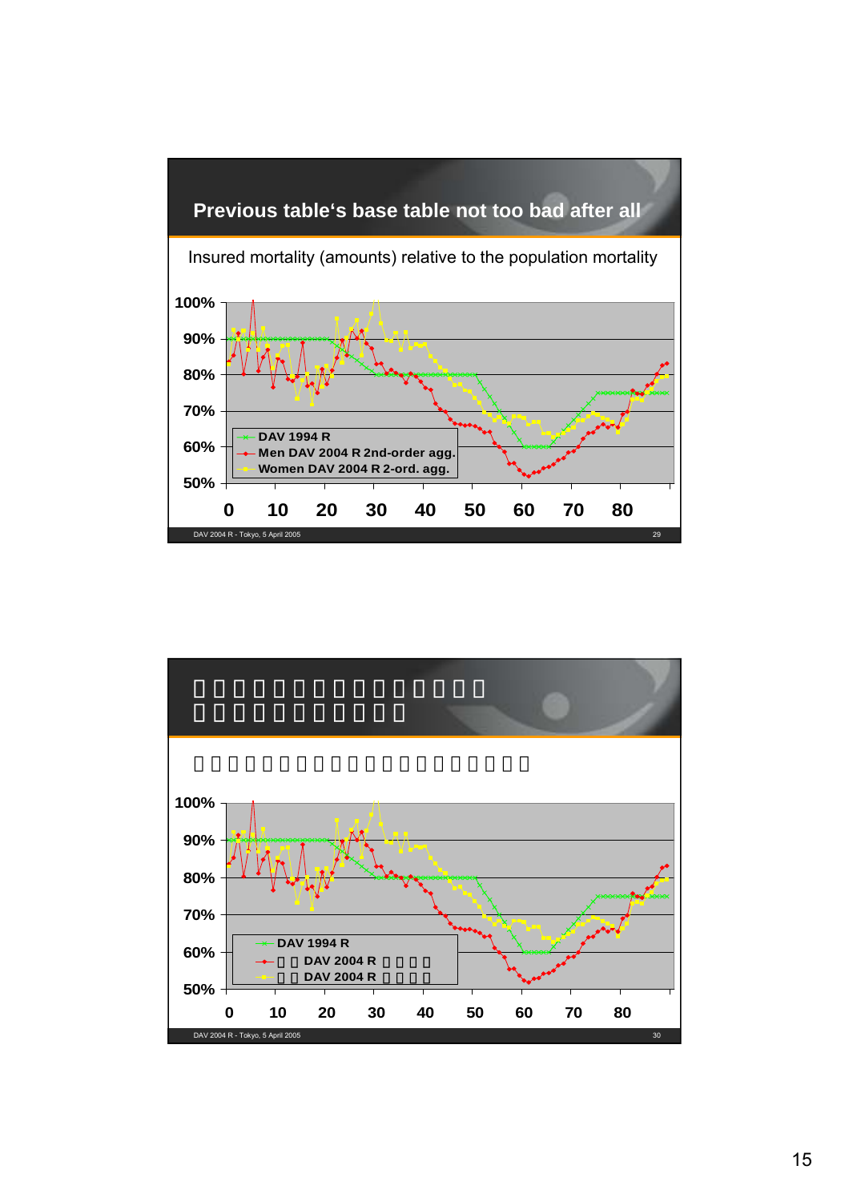## Previous table's base table not too bad after all

Insured mortality (amounts) relative to the population mortality

- DAV 1994 R
- Men DAV 2004 R 2nd-order agg.
- Women DAV 2004 R 2-ord. agg.

DAV 2004 R - Tokyo, 5 April 2005

- DAV 1994 R
- DAV 2004 R
- DAV 2004 R

DAV 2004 R - Tokyo, 5 April 2005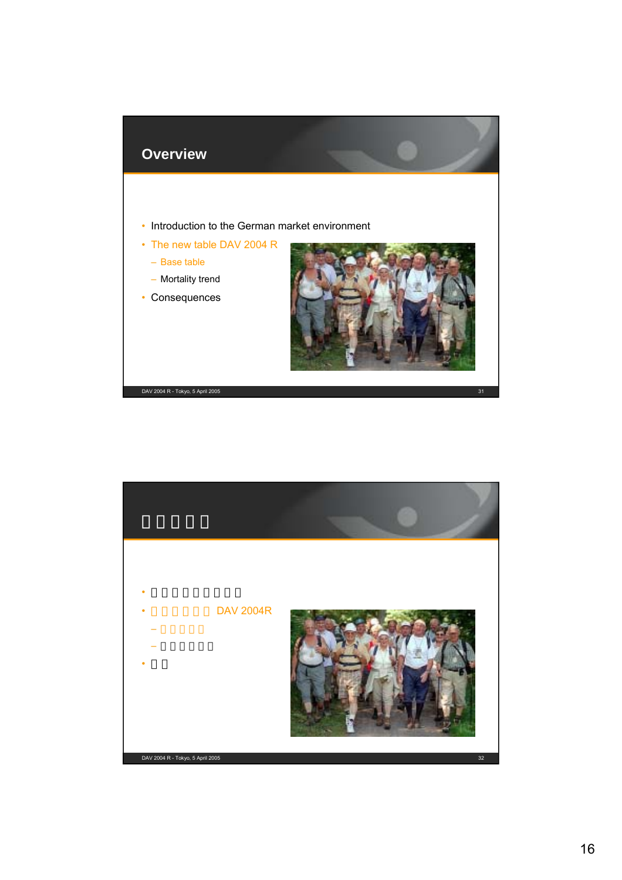## Overview

- Introduction to the German market environment
- The new table DAV 2004 R
  - Base table
  - Mortality trend
- Consequences

## □□□□□

- □□□□□□□□□
- □□□□□ DAV 2004R
  - □□□□□
  - □□□□□□
- □□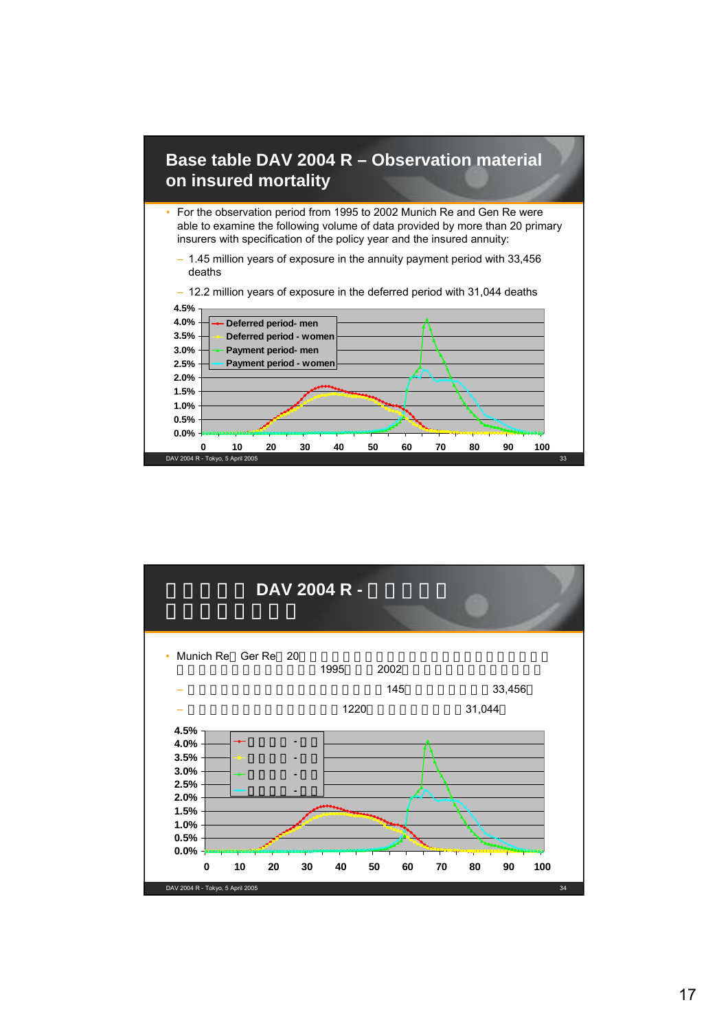## Base table DAV 2004 R – Observation material on insured mortality

- For the observation period from 1995 to 2002 Munich Re and Gen Re were able to examine the following volume of data provided by more than 20 primary insurers with specification of the policy year and the insured annuity:
  - 1.45 million years of exposure in the annuity payment period with 33,456 deaths
  - 12.2 million years of exposure in the deferred period with 31,044 deaths

Chart legend: Deferred period- men; Deferred period - women; Payment period- men; Payment period - women

Y-axis: 0.0%, 0.5%, 1.0%, 1.5%, 2.0%, 2.5%, 3.0%, 3.5%, 4.0%, 4.5%

X-axis: 0, 10, 20, 30, 40, 50, 60, 70, 80, 90, 100

## DAV 2004 R -

- Munich Re Ger Re 20 1995 2002
  - 145 33,456
  - 1220 31,044

Y-axis: 0.0%, 0.5%, 1.0%, 1.5%, 2.0%, 2.5%, 3.0%, 3.5%, 4.0%, 4.5%

X-axis: 0, 10, 20, 30, 40, 50, 60, 70, 80, 90, 100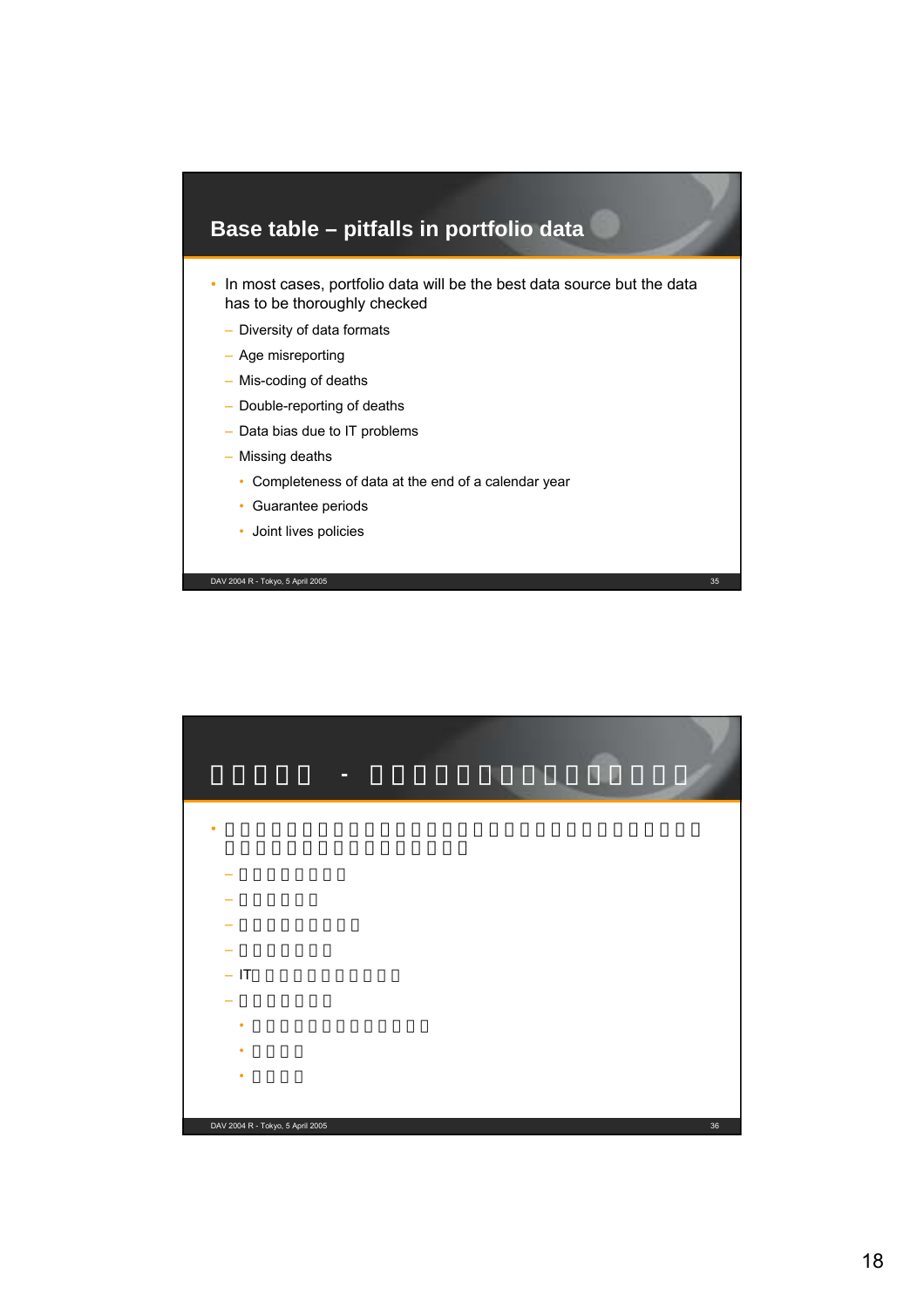## Base table – pitfalls in portfolio data

- In most cases, portfolio data will be the best data source but the data has to be thoroughly checked
  - Diversity of data formats
  - Age misreporting
  - Mis-coding of deaths
  - Double-reporting of deaths
  - Data bias due to IT problems
  - Missing deaths
    - Completeness of data at the end of a calendar year
    - Guarantee periods
    - Joint lives policies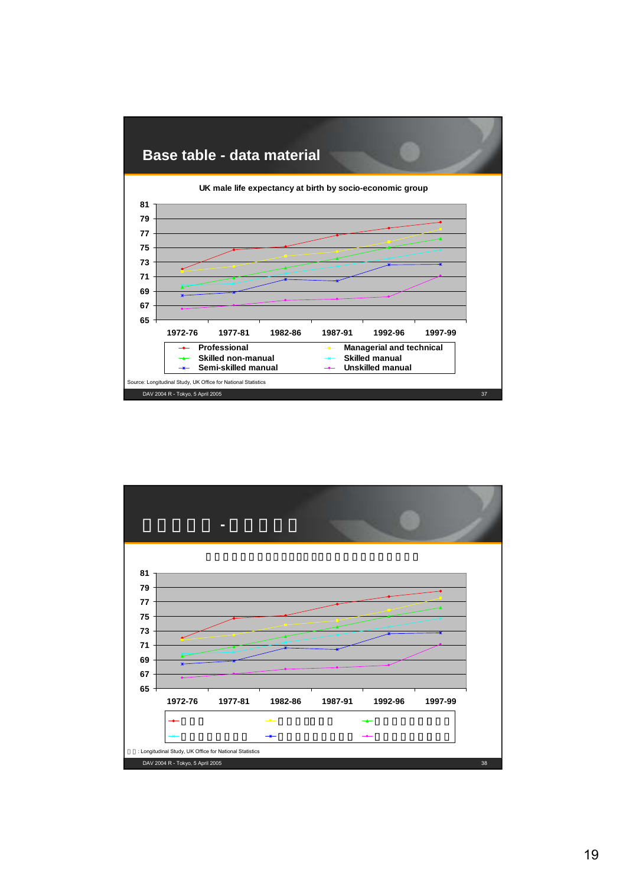# Base table - data material

UK male life expectancy at birth by socio-economic group

Legend: Professional; Managerial and technical; Skilled non-manual; Skilled manual; Semi-skilled manual; Unskilled manual

Periods: 1972-76, 1977-81, 1982-86, 1987-91, 1992-96, 1997-99

Y-axis: 65, 67, 69, 71, 73, 75, 77, 79, 81

Source: Longitudinal Study, UK Office for National Statistics

DAV 2004 R - Tokyo, 5 April 2005

---

# □□□□□ -□□□□□

□□□□□□□□□□□□□□□□□□□□□□□□□□□□□

Periods: 1972-76, 1977-81, 1982-86, 1987-91, 1992-96, 1997-99

Y-axis: 65, 67, 69, 71, 73, 75, 77, 79, 81

□□: Longitudinal Study, UK Office for National Statistics

DAV 2004 R - Tokyo, 5 April 2005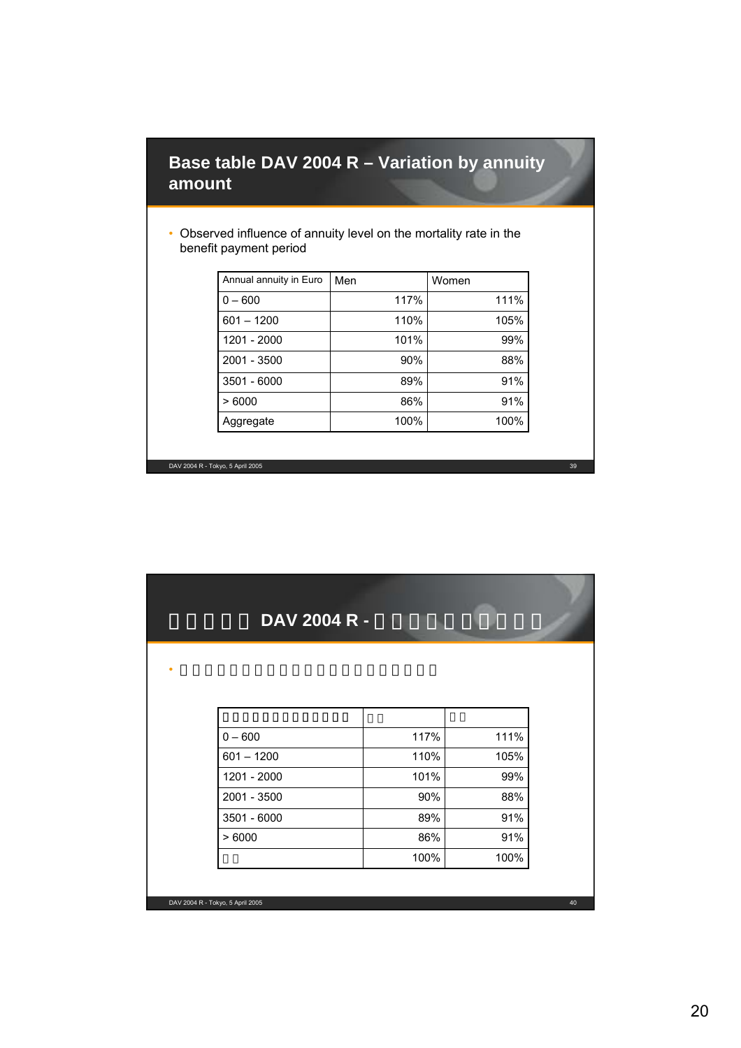## Base table DAV 2004 R – Variation by annuity amount

- Observed influence of annuity level on the mortality rate in the benefit payment period

| Annual annuity in Euro | Men | Women |
|---|---|---|
| 0 – 600 | 117% | 111% |
| 601 – 1200 | 110% | 105% |
| 1201 - 2000 | 101% | 99% |
| 2001 - 3500 | 90% | 88% |
| 3501 - 6000 | 89% | 91% |
| > 6000 | 86% | 91% |
| Aggregate | 100% | 100% |

## DAV 2004 R -

| | | |
|---|---|---|
| 0 – 600 | 117% | 111% |
| 601 – 1200 | 110% | 105% |
| 1201 - 2000 | 101% | 99% |
| 2001 - 3500 | 90% | 88% |
| 3501 - 6000 | 89% | 91% |
| > 6000 | 86% | 91% |
| | 100% | 100% |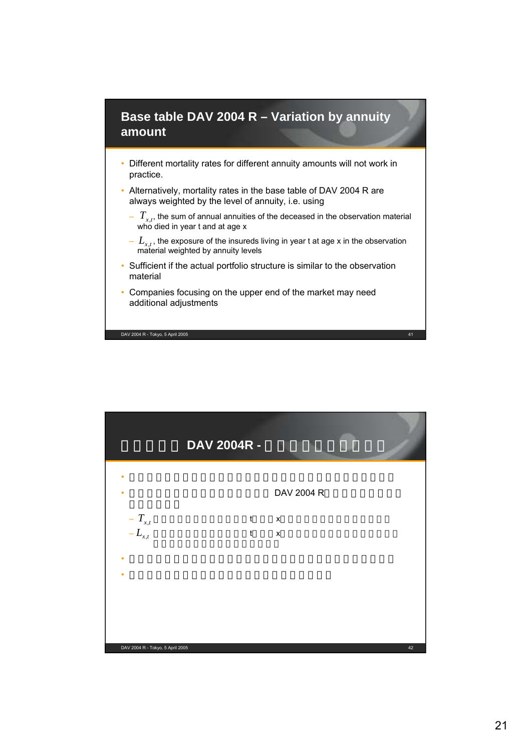## Base table DAV 2004 R – Variation by annuity amount

- Different mortality rates for different annuity amounts will not work in practice.
- Alternatively, mortality rates in the base table of DAV 2004 R are always weighted by the level of annuity, i.e. using
  - $T_{x,t}$, the sum of annual annuities of the deceased in the observation material who died in year t and at age x
  - $L_{x,t}$, the exposure of the insureds living in year t at age x in the observation material weighted by annuity levels
- Sufficient if the actual portfolio structure is similar to the observation material
- Companies focusing on the upper end of the market may need additional adjustments

## DAV 2004R -

- 
- DAV 2004 R
  - $T_{x,t}$ t x
  - $L_{x,t}$ t x
- 
-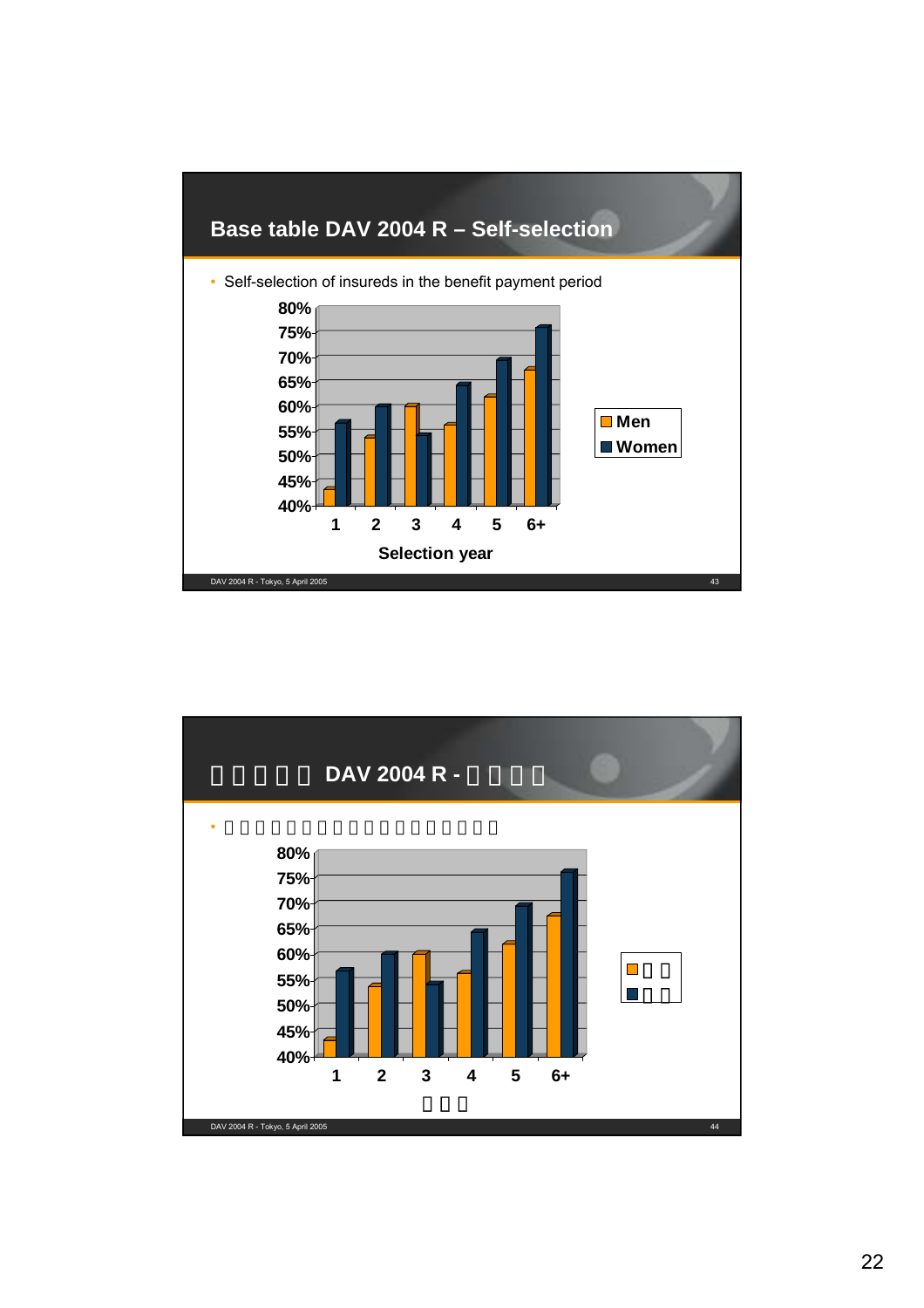## Base table DAV 2004 R – Self-selection

- Self-selection of insureds in the benefit payment period

| Selection year | Men | Women |
|---|---|---|
| 1 | 43% | 57% |
| 2 | 54% | 60% |
| 3 | 60% | 54% |
| 4 | 56% | 64% |
| 5 | 62% | 69% |
| 6+ | 67% | 76% |

## □□□□□ DAV 2004 R - □□□□

- □□□□□□□□□□□□□□□□□□□□

| □□□ | □□ | □□ |
|---|---|---|
| 1 | 43% | 57% |
| 2 | 54% | 60% |
| 3 | 60% | 54% |
| 4 | 56% | 64% |
| 5 | 62% | 69% |
| 6+ | 67% | 76% |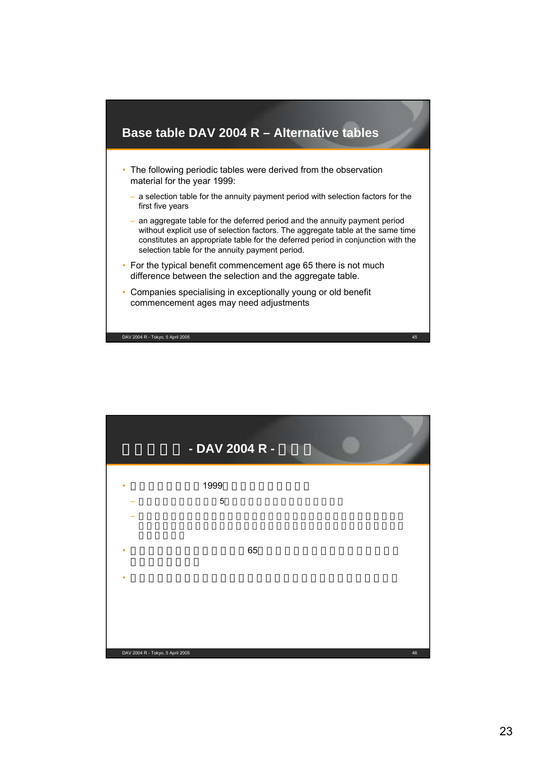## Base table DAV 2004 R – Alternative tables

- The following periodic tables were derived from the observation material for the year 1999:
  - a selection table for the annuity payment period with selection factors for the first five years
  - an aggregate table for the deferred period and the annuity payment period without explicit use of selection factors. The aggregate table at the same time constitutes an appropriate table for the deferred period in conjunction with the selection table for the annuity payment period.
- For the typical benefit commencement age 65 there is not much difference between the selection and the aggregate table.
- Companies specialising in exceptionally young or old benefit commencement ages may need adjustments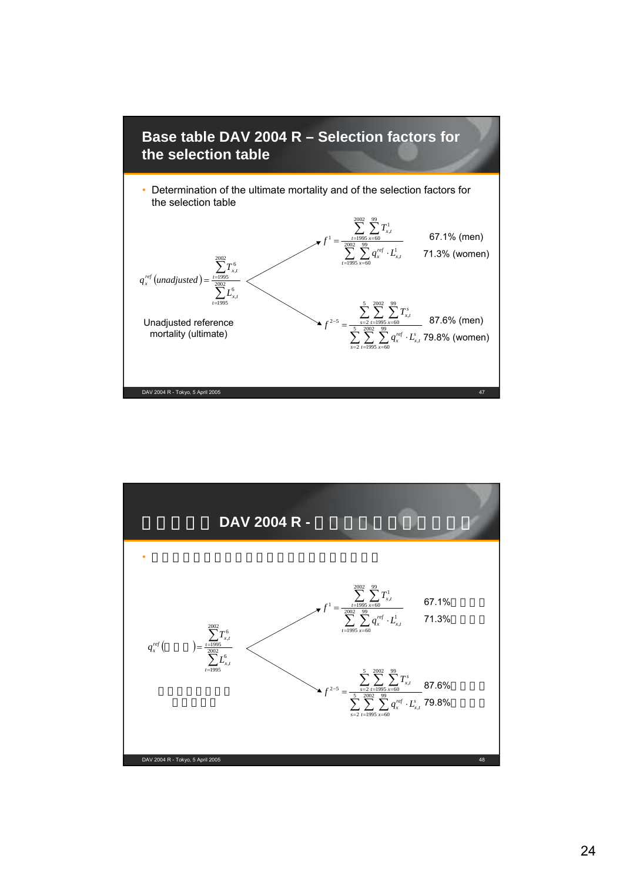## Base table DAV 2004 R – Selection factors for the selection table

- Determination of the ultimate mortality and of the selection factors for the selection table

$$q_x^{ref}(unadjusted) = \frac{\sum_{t=1995}^{2002} T_{x,t}^6}{\sum_{t=1995}^{2002} L_{x,t}^6}$$

Unadjusted reference mortality (ultimate)

$$f^1 = \frac{\sum_{t=1995}^{2002} \sum_{x=60}^{99} T_{x,t}^1}{\sum_{t=1995}^{2002} \sum_{x=60}^{99} q_x^{ref} \cdot L_{x,t}^1}$$

67.1% (men)
71.3% (women)

$$f^{2-5} = \frac{\sum_{s=2}^{5} \sum_{t=1995}^{2002} \sum_{x=60}^{99} T_{x,t}^s}{\sum_{s=2}^{5} \sum_{t=1995}^{2002} \sum_{x=60}^{99} q_x^{ref} \cdot L_{x,t}^s}$$

87.6% (men)
79.8% (women)

## DAV 2004 R -

$$q_x^{ref}(\quad) = \frac{\sum_{t=1995}^{2002} T_{x,t}^6}{\sum_{t=1995}^{2002} L_{x,t}^6}$$

$$f^1 = \frac{\sum_{t=1995}^{2002} \sum_{x=60}^{99} T_{x,t}^1}{\sum_{t=1995}^{2002} \sum_{x=60}^{99} q_x^{ref} \cdot L_{x,t}^1}$$

67.1%
71.3%

$$f^{2-5} = \frac{\sum_{s=2}^{5} \sum_{t=1995}^{2002} \sum_{x=60}^{99} T_{x,t}^s}{\sum_{s=2}^{5} \sum_{t=1995}^{2002} \sum_{x=60}^{99} q_x^{ref} \cdot L_{x,t}^s}$$

87.6%
79.8%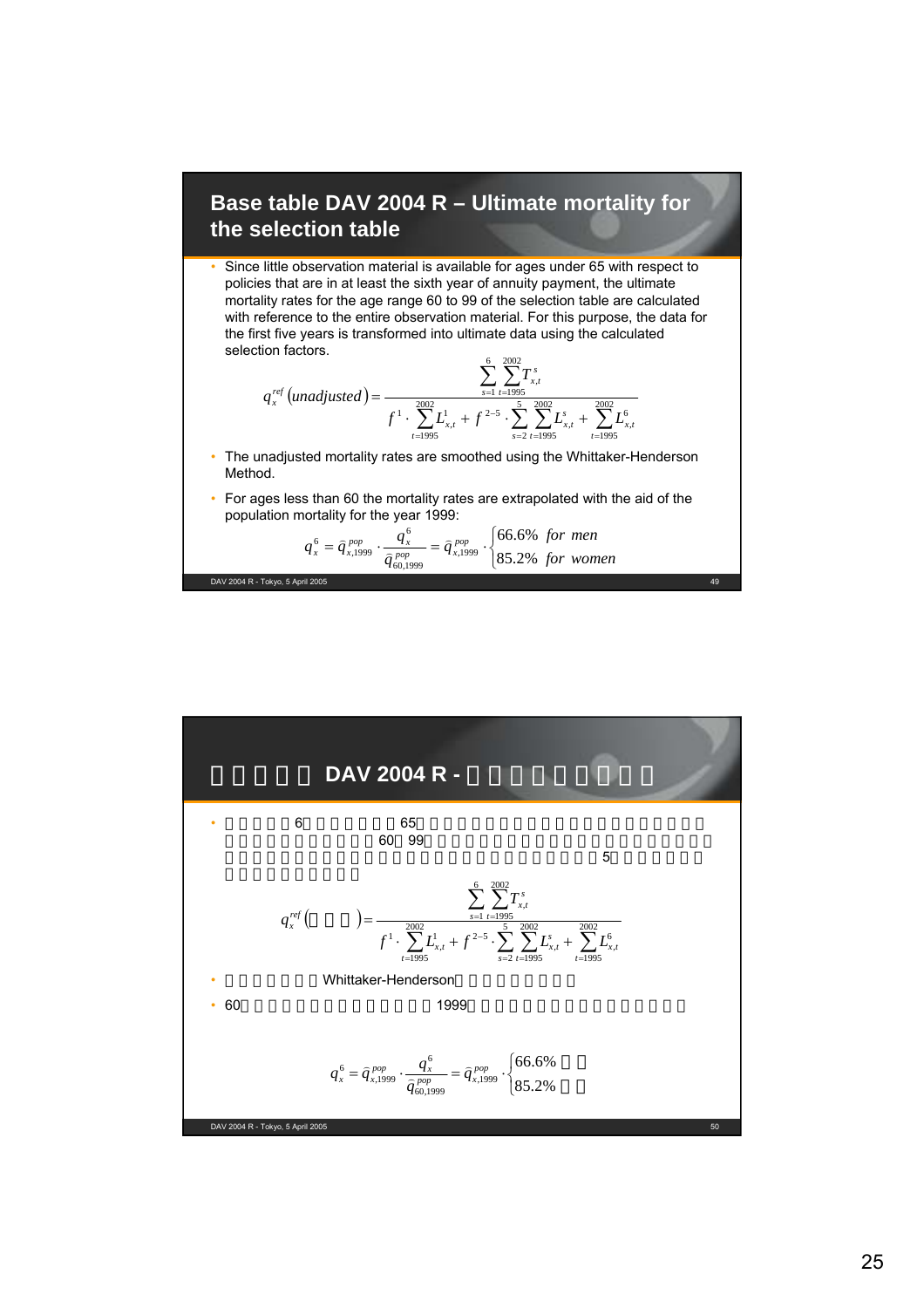## Base table DAV 2004 R – Ultimate mortality for the selection table

- Since little observation material is available for ages under 65 with respect to policies that are in at least the sixth year of annuity payment, the ultimate mortality rates for the age range 60 to 99 of the selection table are calculated with reference to the entire observation material. For this purpose, the data for the first five years is transformed into ultimate data using the calculated selection factors.

$$q_x^{ref}(unadjusted) = \frac{\sum_{s=1}^{6}\sum_{t=1995}^{2002} T_{x,t}^{s}}{f^{1}\cdot\sum_{t=1995}^{2002} L_{x,t}^{1} + f^{2-5}\cdot\sum_{s=2}^{5}\sum_{t=1995}^{2002} L_{x,t}^{s} + \sum_{t=1995}^{2002} L_{x,t}^{6}}$$

- The unadjusted mortality rates are smoothed using the Whittaker-Henderson Method.
- For ages less than 60 the mortality rates are extrapolated with the aid of the population mortality for the year 1999:

$$q_x^{6} = \bar{q}_{x,1999}^{pop}\cdot\frac{q_x^{6}}{\bar{q}_{60,1999}^{pop}} = \bar{q}_{x,1999}^{pop}\cdot\begin{cases}66.6\% & for\ men\\ 85.2\% & for\ women\end{cases}$$

## DAV 2004 R -

- 6 65 60 99 5

$$q_x^{ref}(\quad) = \frac{\sum_{s=1}^{6}\sum_{t=1995}^{2002} T_{x,t}^{s}}{f^{1}\cdot\sum_{t=1995}^{2002} L_{x,t} + f^{2-5}\cdot\sum_{s=2}^{5}\sum_{t=1995}^{2002} L_{x,t}^{s} + \sum_{t=1995}^{2002} L_{x,t}^{6}}$$

- Whittaker-Henderson
- 60 1999

$$q_x^{6} = \bar{q}_{x,1999}^{pop}\cdot\frac{q_x^{6}}{\bar{q}_{60,1999}^{pop}} = \bar{q}_{x,1999}^{pop}\cdot\begin{cases}66.6\%\\ 85.2\%\end{cases}$$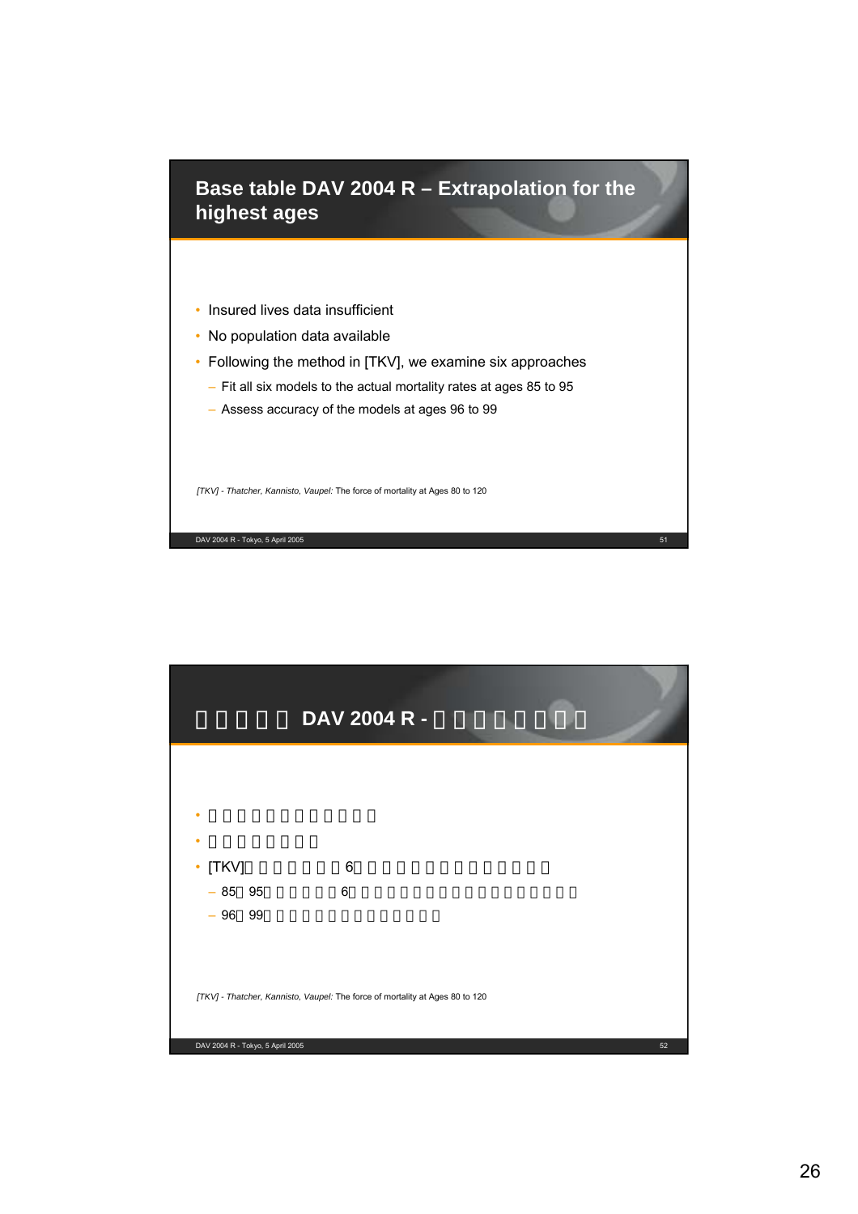## Base table DAV 2004 R – Extrapolation for the highest ages

- Insured lives data insufficient
- No population data available
- Following the method in [TKV], we examine six approaches
  - Fit all six models to the actual mortality rates at ages 85 to 95
  - Assess accuracy of the models at ages 96 to 99

*[TKV] - Thatcher, Kannisto, Vaupel:* The force of mortality at Ages 80 to 120

## □□□□□ DAV 2004 R - □□□□□□□□

- □□□□□□□□□□□□
- □□□□□□□□
- [TKV]□□□□□□□6□□□□□□□□□□□□□□
  - 85□95□□□□□□6□□□□□□□□□□□□□□□□□□□
  - 96□99□□□□□□□□□□□□□□□

*[TKV] - Thatcher, Kannisto, Vaupel:* The force of mortality at Ages 80 to 120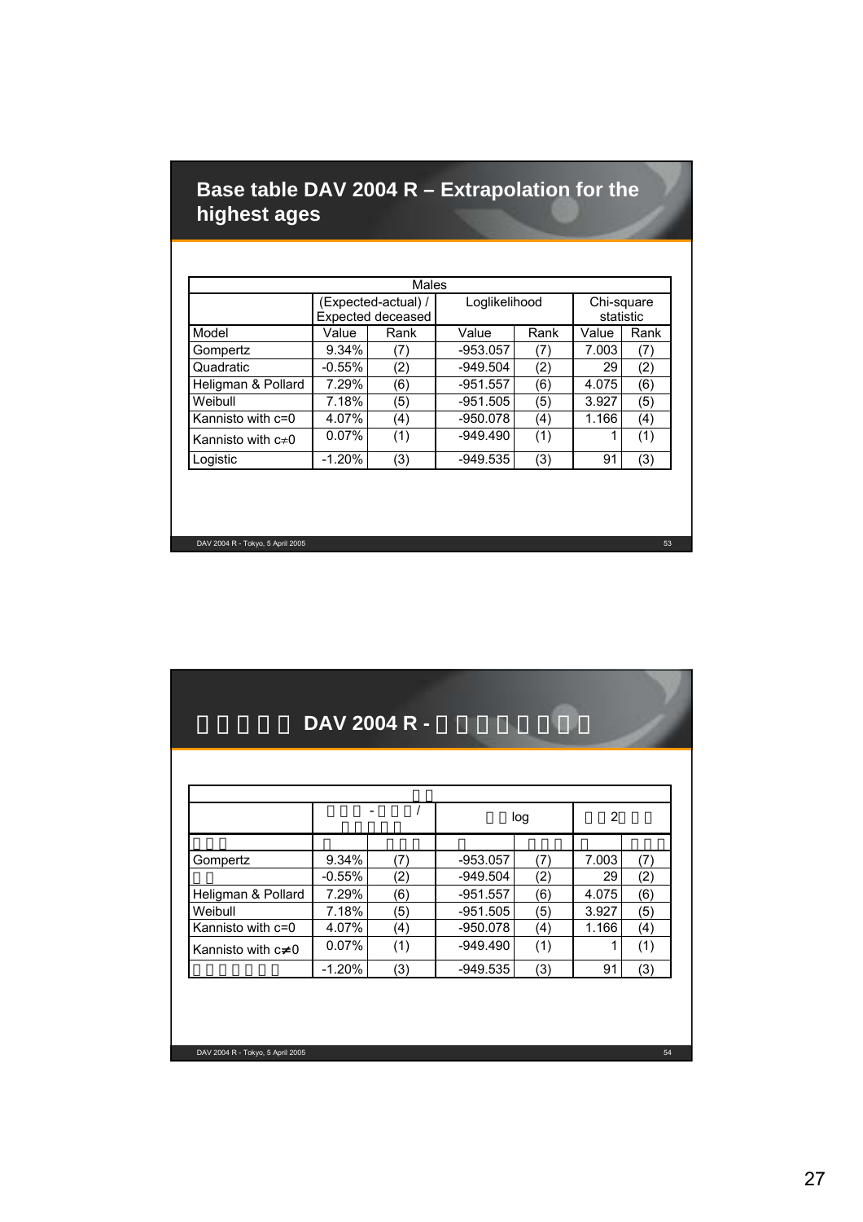## Base table DAV 2004 R – Extrapolation for the highest ages

| Males | | | | | | |
|---|---|---|---|---|---|---|
| | (Expected-actual) / Expected deceased | | Loglikelihood | | Chi-square statistic | |
| Model | Value | Rank | Value | Rank | Value | Rank |
| Gompertz | 9.34% | (7) | -953.057 | (7) | 7.003 | (7) |
| Quadratic | -0.55% | (2) | -949.504 | (2) | 29 | (2) |
| Heligman & Pollard | 7.29% | (6) | -951.557 | (6) | 4.075 | (6) |
| Weibull | 7.18% | (5) | -951.505 | (5) | 3.927 | (5) |
| Kannisto with c=0 | 4.07% | (4) | -950.078 | (4) | 1.166 | (4) |
| Kannisto with c≠0 | 0.07% | (1) | -949.490 | (1) | 1 | (1) |
| Logistic | -1.20% | (3) | -949.535 | (3) | 91 | (3) |

## DAV 2004 R -

| | | | | | | |
|---|---|---|---|---|---|---|
| | - / | | log | | 2 | |
| | | | | | | |
| Gompertz | 9.34% | (7) | -953.057 | (7) | 7.003 | (7) |
| | -0.55% | (2) | -949.504 | (2) | 29 | (2) |
| Heligman & Pollard | 7.29% | (6) | -951.557 | (6) | 4.075 | (6) |
| Weibull | 7.18% | (5) | -951.505 | (5) | 3.927 | (5) |
| Kannisto with c=0 | 4.07% | (4) | -950.078 | (4) | 1.166 | (4) |
| Kannisto with c≠0 | 0.07% | (1) | -949.490 | (1) | 1 | (1) |
| | -1.20% | (3) | -949.535 | (3) | 91 | (3) |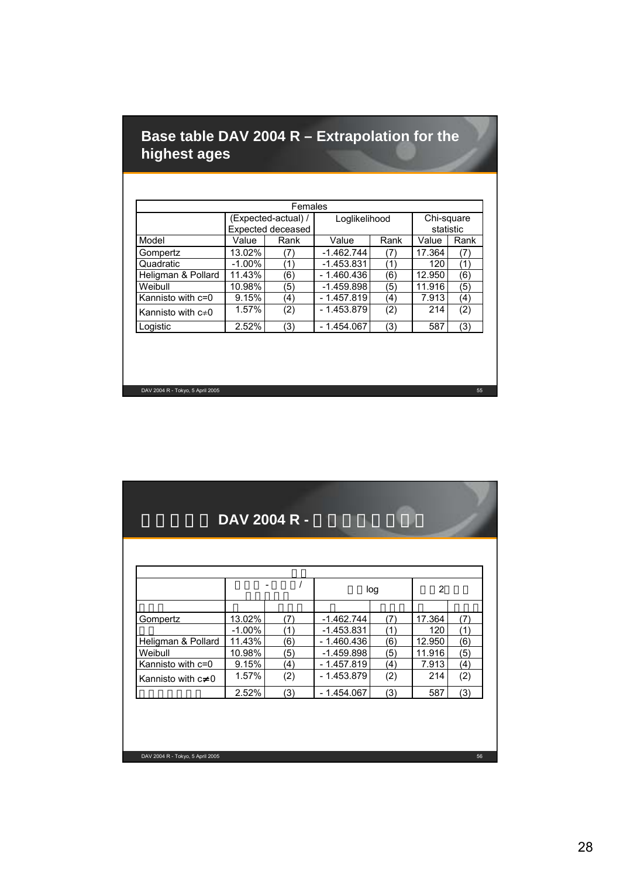## Base table DAV 2004 R – Extrapolation for the highest ages

| Females | | | | | | |
|---|---|---|---|---|---|---|
| | (Expected-actual) / Expected deceased | | Loglikelihood | | Chi-square statistic | |
| Model | Value | Rank | Value | Rank | Value | Rank |
| Gompertz | 13.02% | (7) | -1.462.744 | (7) | 17.364 | (7) |
| Quadratic | -1.00% | (1) | -1.453.831 | (1) | 120 | (1) |
| Heligman & Pollard | 11.43% | (6) | - 1.460.436 | (6) | 12.950 | (6) |
| Weibull | 10.98% | (5) | -1.459.898 | (5) | 11.916 | (5) |
| Kannisto with c=0 | 9.15% | (4) | - 1.457.819 | (4) | 7.913 | (4) |
| Kannisto with c≠0 | 1.57% | (2) | - 1.453.879 | (2) | 214 | (2) |
| Logistic | 2.52% | (3) | - 1.454.067 | (3) | 587 | (3) |

## DAV 2004 R -

| | | | | | | |
|---|---|---|---|---|---|---|
| | - / | | log | | 2 | |
| | | | | | | |
| Gompertz | 13.02% | (7) | -1.462.744 | (7) | 17.364 | (7) |
| | -1.00% | (1) | -1.453.831 | (1) | 120 | (1) |
| Heligman & Pollard | 11.43% | (6) | - 1.460.436 | (6) | 12.950 | (6) |
| Weibull | 10.98% | (5) | -1.459.898 | (5) | 11.916 | (5) |
| Kannisto with c=0 | 9.15% | (4) | - 1.457.819 | (4) | 7.913 | (4) |
| Kannisto with c≠0 | 1.57% | (2) | - 1.453.879 | (2) | 214 | (2) |
| | 2.52% | (3) | - 1.454.067 | (3) | 587 | (3) |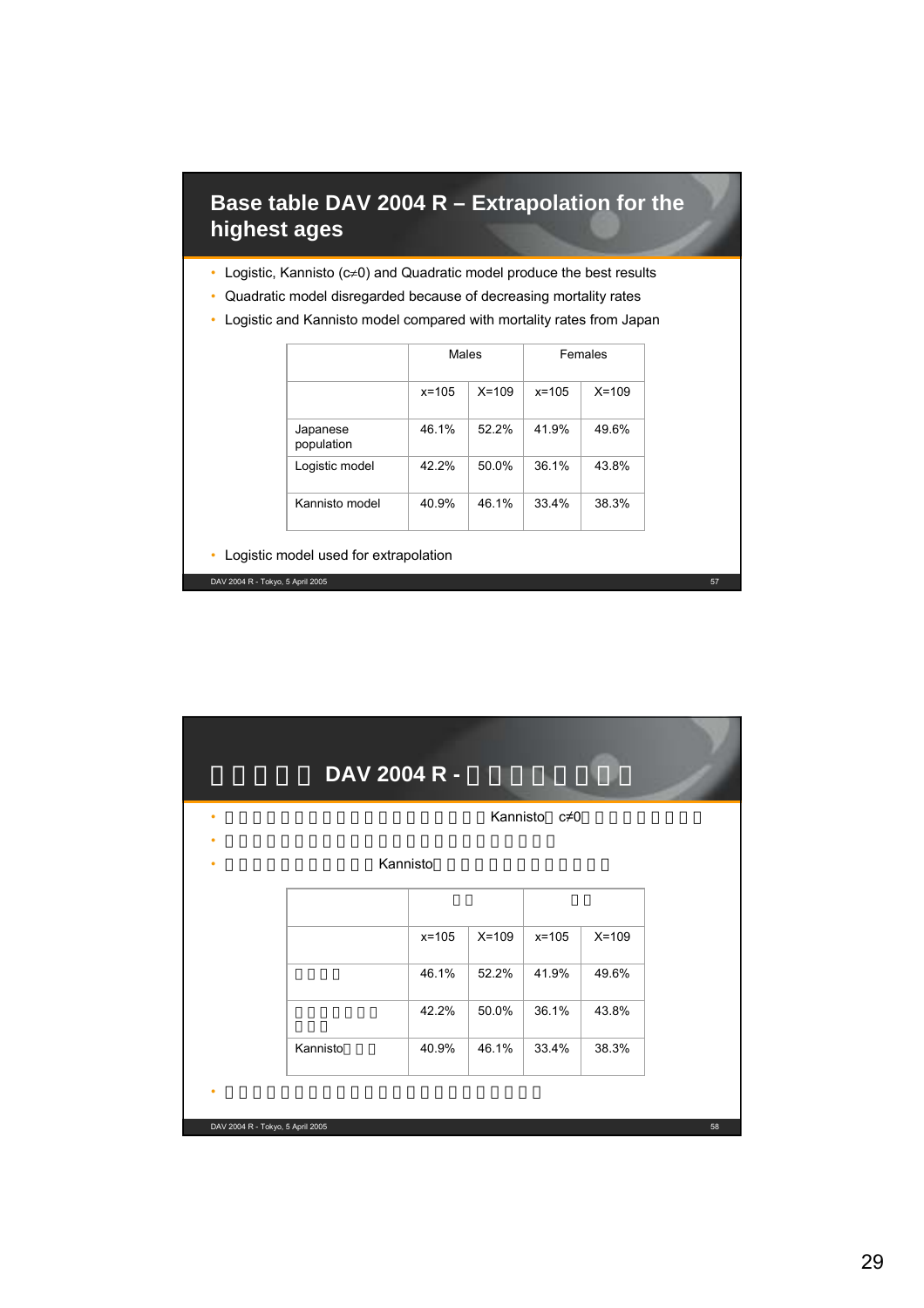## Base table DAV 2004 R – Extrapolation for the highest ages

- Logistic, Kannisto ($c \neq 0$) and Quadratic model produce the best results
- Quadratic model disregarded because of decreasing mortality rates
- Logistic and Kannisto model compared with mortality rates from Japan

| | Males | | Females | |
|---|---|---|---|---|
| | x=105 | X=109 | x=105 | X=109 |
| Japanese population | 46.1% | 52.2% | 41.9% | 49.6% |
| Logistic model | 42.2% | 50.0% | 36.1% | 43.8% |
| Kannisto model | 40.9% | 46.1% | 33.4% | 38.3% |

- Logistic model used for extrapolation

## □□□□□ DAV 2004 R - □□□□□□□□

- □□□□□□□□□□□□□□□□□□□□Kannisto□$c \neq 0$□□□□□□□□
- □□□□□□□□□□□□□□□□□□□□□□□□□
- □□□□□□□□□□Kannisto□□□□□□□□□□□□□□

| | □□ | | □□ | |
|---|---|---|---|---|
| | x=105 | X=109 | x=105 | X=109 |
| □□□□ | 46.1% | 52.2% | 41.9% | 49.6% |
| □□□□□□□□□ | 42.2% | 50.0% | 36.1% | 43.8% |
| Kannisto□□□ | 40.9% | 46.1% | 33.4% | 38.3% |

- □□□□□□□□□□□□□□□□□□□□□□□□□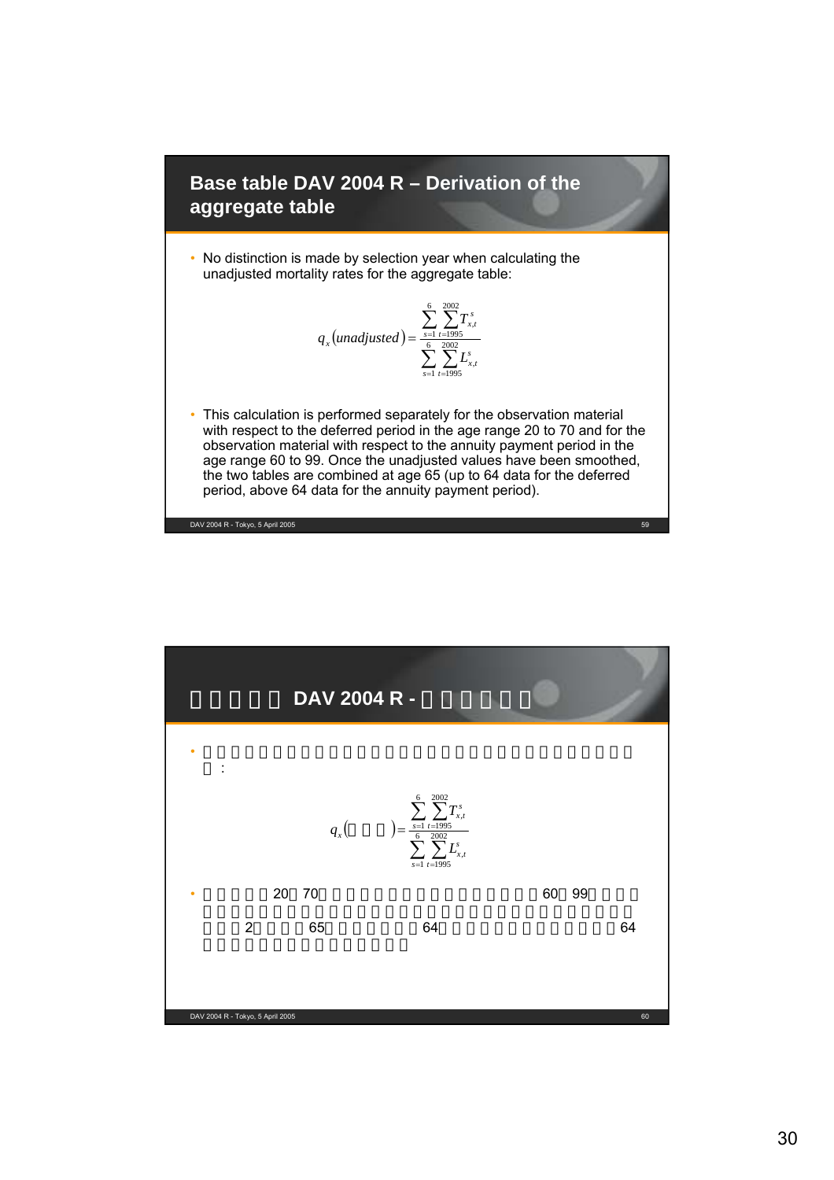## Base table DAV 2004 R – Derivation of the aggregate table

- No distinction is made by selection year when calculating the unadjusted mortality rates for the aggregate table:

$$q_x(unadjusted) = \frac{\sum_{s=1}^{6}\sum_{t=1995}^{2002} T_{x,t}^{s}}{\sum_{s=1}^{6}\sum_{t=1995}^{2002} L_{x,t}^{s}}$$

- This calculation is performed separately for the observation material with respect to the deferred period in the age range 20 to 70 and for the observation material with respect to the annuity payment period in the age range 60 to 99. Once the unadjusted values have been smoothed, the two tables are combined at age 65 (up to 64 data for the deferred period, above 64 data for the annuity payment period).

## DAV 2004 R -

$$q_x( \quad ) = \frac{\sum_{s=1}^{6}\sum_{t=1995}^{2002} T_{x,t}^{s}}{\sum_{s=1}^{6}\sum_{t=1995}^{2002} L_{x,t}^{s}}$$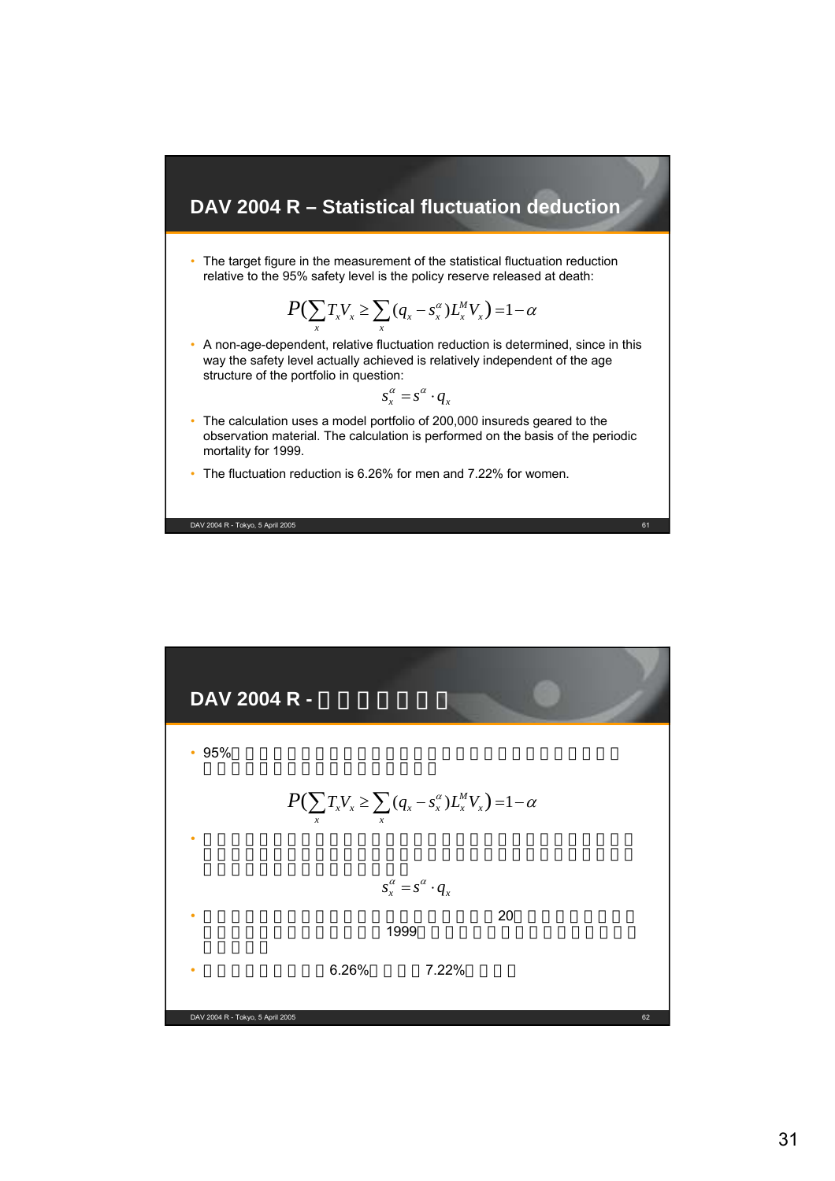## DAV 2004 R – Statistical fluctuation deduction

- The target figure in the measurement of the statistical fluctuation reduction relative to the 95% safety level is the policy reserve released at death:

$$P\left(\sum_x T_x V_x \geq \sum_x (q_x - s_x^\alpha) L_x^M V_x\right) = 1 - \alpha$$

- A non-age-dependent, relative fluctuation reduction is determined, since in this way the safety level actually achieved is relatively independent of the age structure of the portfolio in question:

$$s_x^\alpha = s^\alpha \cdot q_x$$

- The calculation uses a model portfolio of 200,000 insureds geared to the observation material. The calculation is performed on the basis of the periodic mortality for 1999.
- The fluctuation reduction is 6.26% for men and 7.22% for women.

## DAV 2004 R -

- 95%

$$P\left(\sum_x T_x V_x \geq \sum_x (q_x - s_x^\alpha) L_x^M V_x\right) = 1 - \alpha$$

$$s_x^\alpha = s^\alpha \cdot q_x$$

- 20 1999
- 6.26% 7.22%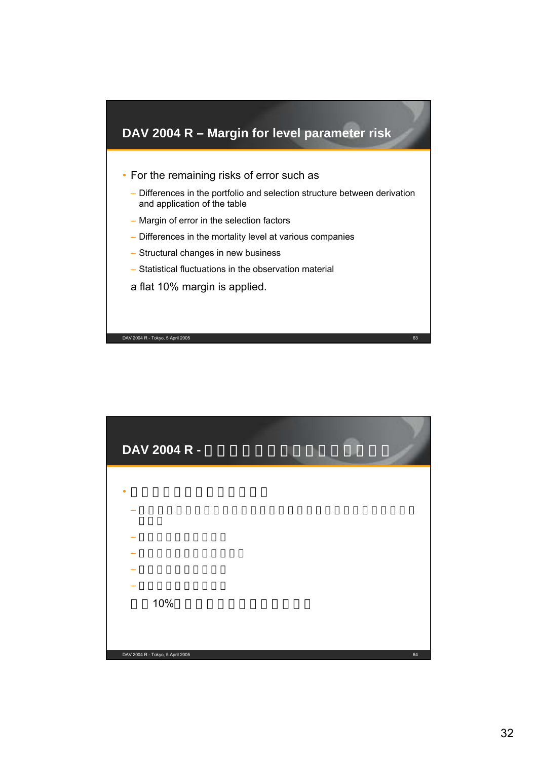## DAV 2004 R – Margin for level parameter risk

- For the remaining risks of error such as
  - Differences in the portfolio and selection structure between derivation and application of the table
  - Margin of error in the selection factors
  - Differences in the mortality level at various companies
  - Structural changes in new business
  - Statistical fluctuations in the observation material

  a flat 10% margin is applied.

## DAV 2004 R - 

- 
  - 
  - 
  - 
  - 
  - 

  10%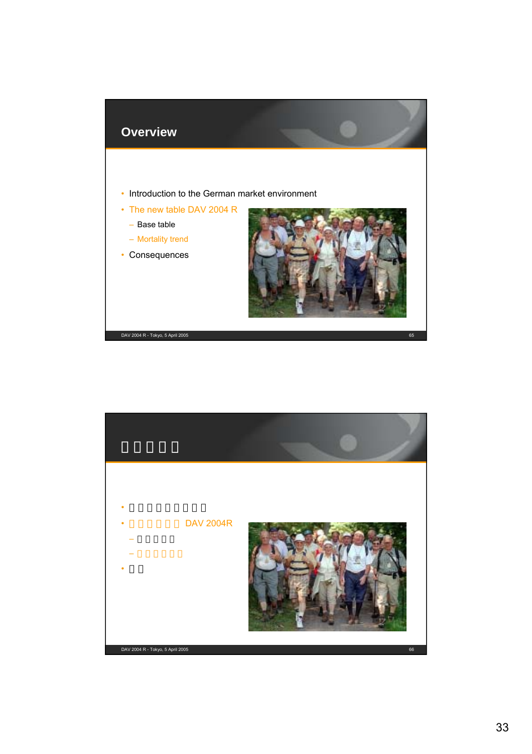## Overview

- Introduction to the German market environment
- The new table DAV 2004 R
  - Base table
  - Mortality trend
- Consequences

## □□□□□

- □□□□□□□□□
- □□□□□□ DAV 2004R
  - □□□□□
  - □□□□□□
- □□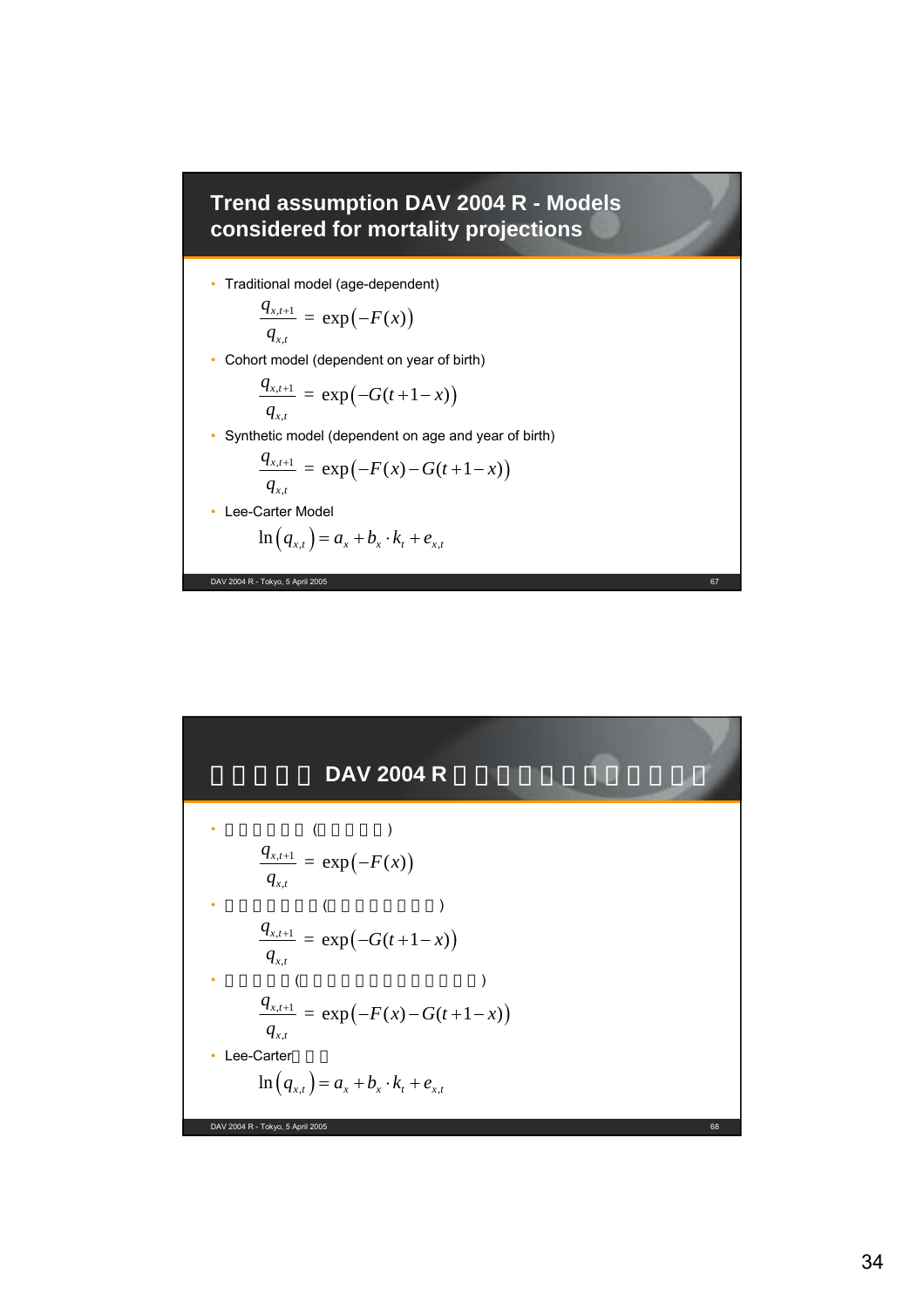## Trend assumption DAV 2004 R - Models considered for mortality projections

- Traditional model (age-dependent)

$$\frac{q_{x,t+1}}{q_{x,t}} = \exp\left(-F(x)\right)$$

- Cohort model (dependent on year of birth)

$$\frac{q_{x,t+1}}{q_{x,t}} = \exp\left(-G(t+1-x)\right)$$

- Synthetic model (dependent on age and year of birth)

$$\frac{q_{x,t+1}}{q_{x,t}} = \exp\left(-F(x)-G(t+1-x)\right)$$

- Lee-Carter Model

$$\ln\left(q_{x,t}\right) = a_x + b_x \cdot k_t + e_{x,t}$$

## □□□□□ DAV 2004 R □□□□□□□□□□□□

- □□□□□□ (□□□□□)

$$\frac{q_{x,t+1}}{q_{x,t}} = \exp\left(-F(x)\right)$$

- □□□□□□□ (□□□□□□□□)

$$\frac{q_{x,t+1}}{q_{x,t}} = \exp\left(-G(t+1-x)\right)$$

- □□□□□ (□□□□□□□□□□□□)

$$\frac{q_{x,t+1}}{q_{x,t}} = \exp\left(-F(x)-G(t+1-x)\right)$$

- Lee-Carter□□□

$$\ln\left(q_{x,t}\right) = a_x + b_x \cdot k_t + e_{x,t}$$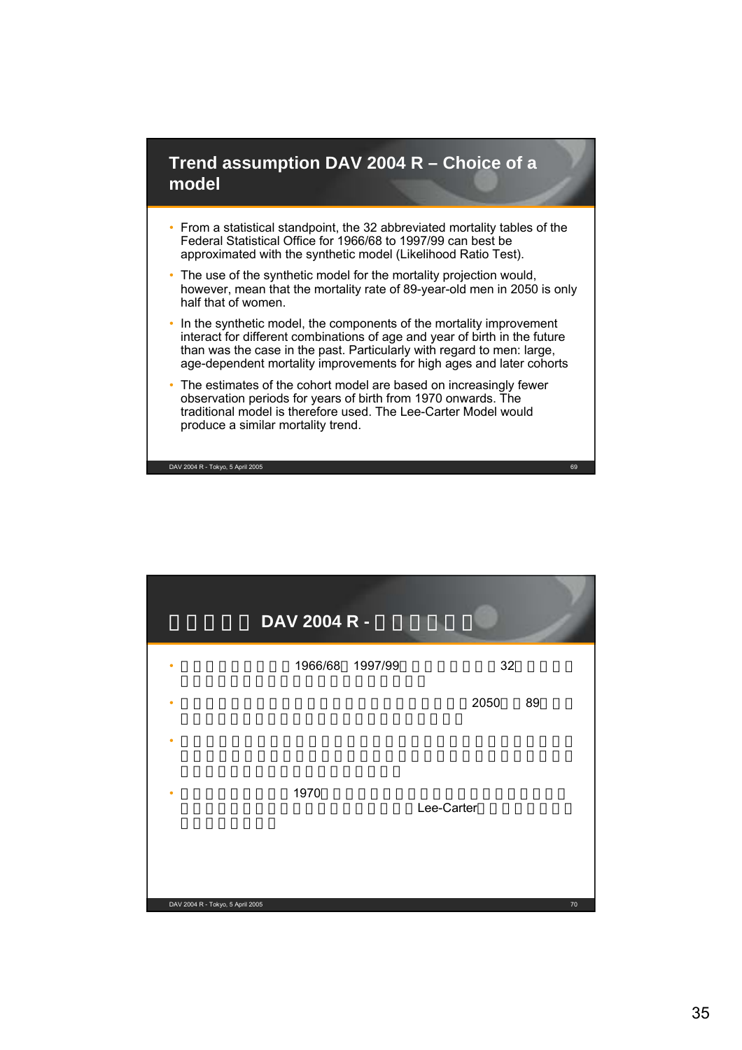## Trend assumption DAV 2004 R – Choice of a model

- From a statistical standpoint, the 32 abbreviated mortality tables of the Federal Statistical Office for 1966/68 to 1997/99 can best be approximated with the synthetic model (Likelihood Ratio Test).
- The use of the synthetic model for the mortality projection would, however, mean that the mortality rate of 89-year-old men in 2050 is only half that of women.
- In the synthetic model, the components of the mortality improvement interact for different combinations of age and year of birth in the future than was the case in the past. Particularly with regard to men: large, age-dependent mortality improvements for high ages and later cohorts
- The estimates of the cohort model are based on increasingly fewer observation periods for years of birth from 1970 onwards. The traditional model is therefore used. The Lee-Carter Model would produce a similar mortality trend.

## DAV 2004 R -

- 1966/68 1997/99 32
- 2050 89
- 
- 1970 Lee-Carter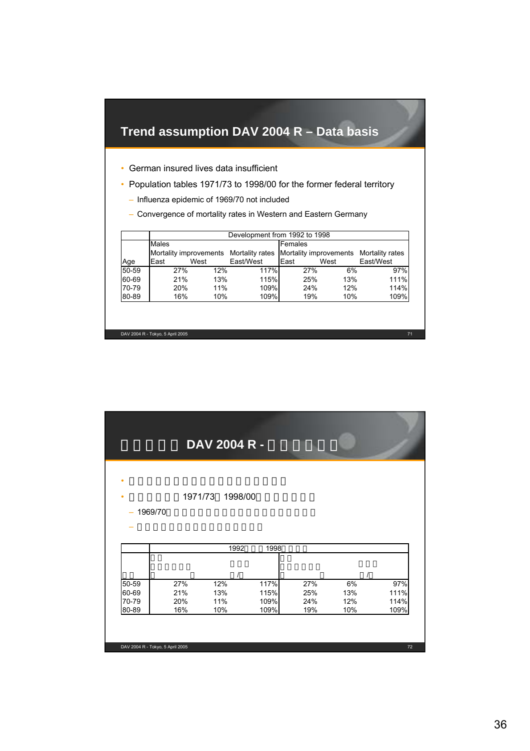## Trend assumption DAV 2004 R – Data basis

- German insured lives data insufficient
- Population tables 1971/73 to 1998/00 for the former federal territory
  - Influenza epidemic of 1969/70 not included
  - Convergence of mortality rates in Western and Eastern Germany

| | Development from 1992 to 1998 | | | | | |
|---|---|---|---|---|---|---|
| | Males | | | Females | | |
| | Mortality improvements | | Mortality rates | Mortality improvements | | Mortality rates |
| Age | East | West | East/West | East | West | East/West |
| 50-59 | 27% | 12% | 117% | 27% | 6% | 97% |
| 60-69 | 21% | 13% | 115% | 25% | 13% | 111% |
| 70-79 | 20% | 11% | 109% | 24% | 12% | 114% |
| 80-89 | 16% | 10% | 109% | 19% | 10% | 109% |

## DAV 2004 R -

- 
- 1971/73 1998/00
  - 1969/70
  - 

| | 1992 1998 | | | | | |
|---|---|---|---|---|---|---|
| | | | | | | |
| | | | / | | | / |
| 50-59 | 27% | 12% | 117% | 27% | 6% | 97% |
| 60-69 | 21% | 13% | 115% | 25% | 13% | 111% |
| 70-79 | 20% | 11% | 109% | 24% | 12% | 114% |
| 80-89 | 16% | 10% | 109% | 19% | 10% | 109% |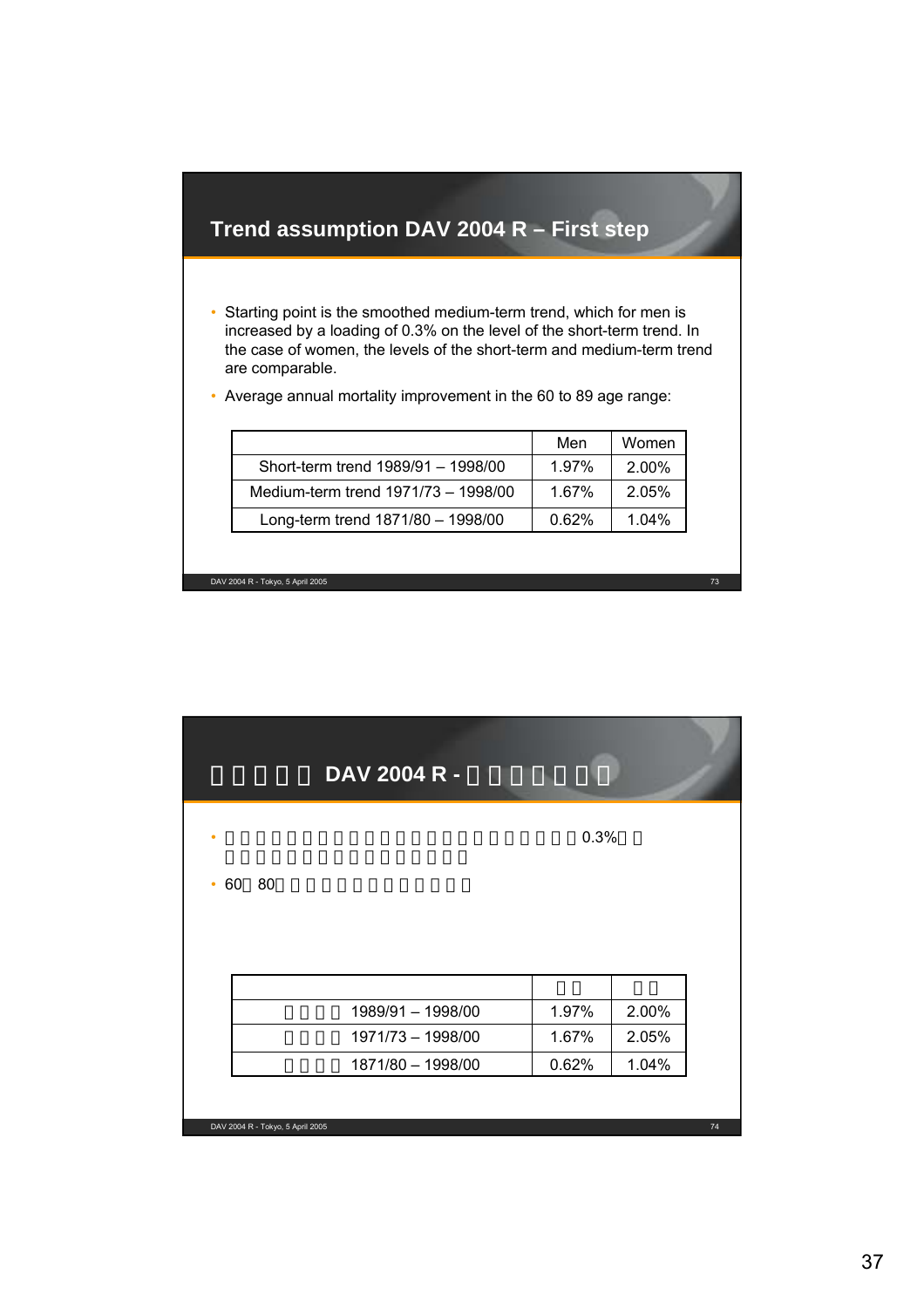## Trend assumption DAV 2004 R – First step

- Starting point is the smoothed medium-term trend, which for men is increased by a loading of 0.3% on the level of the short-term trend. In the case of women, the levels of the short-term and medium-term trend are comparable.
- Average annual mortality improvement in the 60 to 89 age range:

| | Men | Women |
|---|---|---|
| Short-term trend 1989/91 – 1998/00 | 1.97% | 2.00% |
| Medium-term trend 1971/73 – 1998/00 | 1.67% | 2.05% |
| Long-term trend 1871/80 – 1998/00 | 0.62% | 1.04% |

## DAV 2004 R -

- 0.3%
- 60 80

| | | |
|---|---|---|
| 1989/91 – 1998/00 | 1.97% | 2.00% |
| 1971/73 – 1998/00 | 1.67% | 2.05% |
| 1871/80 – 1998/00 | 0.62% | 1.04% |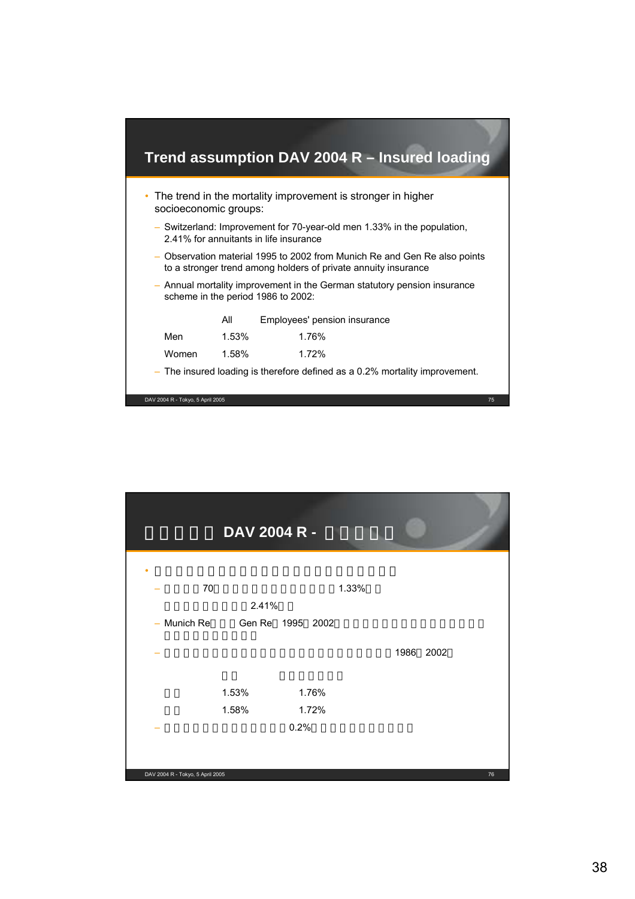## Trend assumption DAV 2004 R – Insured loading

- The trend in the mortality improvement is stronger in higher socioeconomic groups:
  - Switzerland: Improvement for 70-year-old men 1.33% in the population, 2.41% for annuitants in life insurance
  - Observation material 1995 to 2002 from Munich Re and Gen Re also points to a stronger trend among holders of private annuity insurance
  - Annual mortality improvement in the German statutory pension insurance scheme in the period 1986 to 2002:

| | All | Employees' pension insurance |
|---|---|---|
| Men | 1.53% | 1.76% |
| Women | 1.58% | 1.72% |

  - The insured loading is therefore defined as a 0.2% mortality improvement.

## DAV 2004 R -

- 
  - 70 1.33%
    2.41%
  - Munich Re Gen Re 1995 2002
  - 1986 2002

| | | |
|---|---|---|
| | 1.53% | 1.76% |
| | 1.58% | 1.72% |

  - 0.2%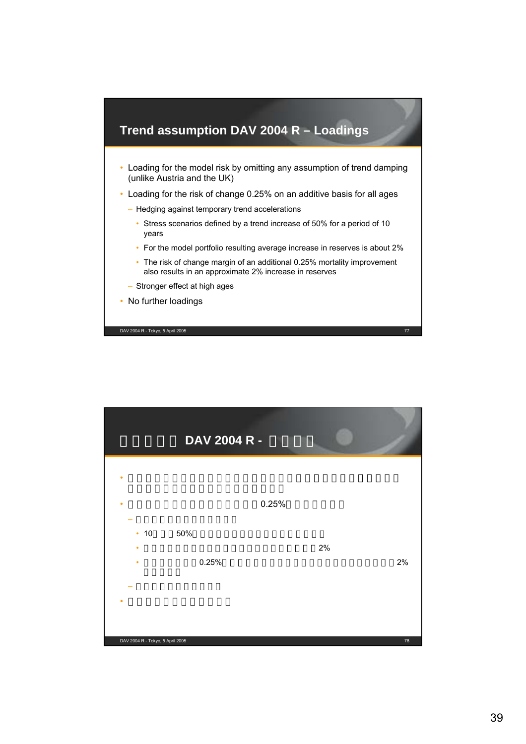## Trend assumption DAV 2004 R – Loadings

- Loading for the model risk by omitting any assumption of trend damping (unlike Austria and the UK)
- Loading for the risk of change 0.25% on an additive basis for all ages
  - Hedging against temporary trend accelerations
    - Stress scenarios defined by a trend increase of 50% for a period of 10 years
    - For the model portfolio resulting average increase in reserves is about 2%
    - The risk of change margin of an additional 0.25% mortality improvement also results in an approximate 2% increase in reserves
  - Stronger effect at high ages
- No further loadings

## DAV 2004 R -

- 
- 0.25%
  - 
    - 10 50%
    - 2%
    - 0.25% 2%
  - 
-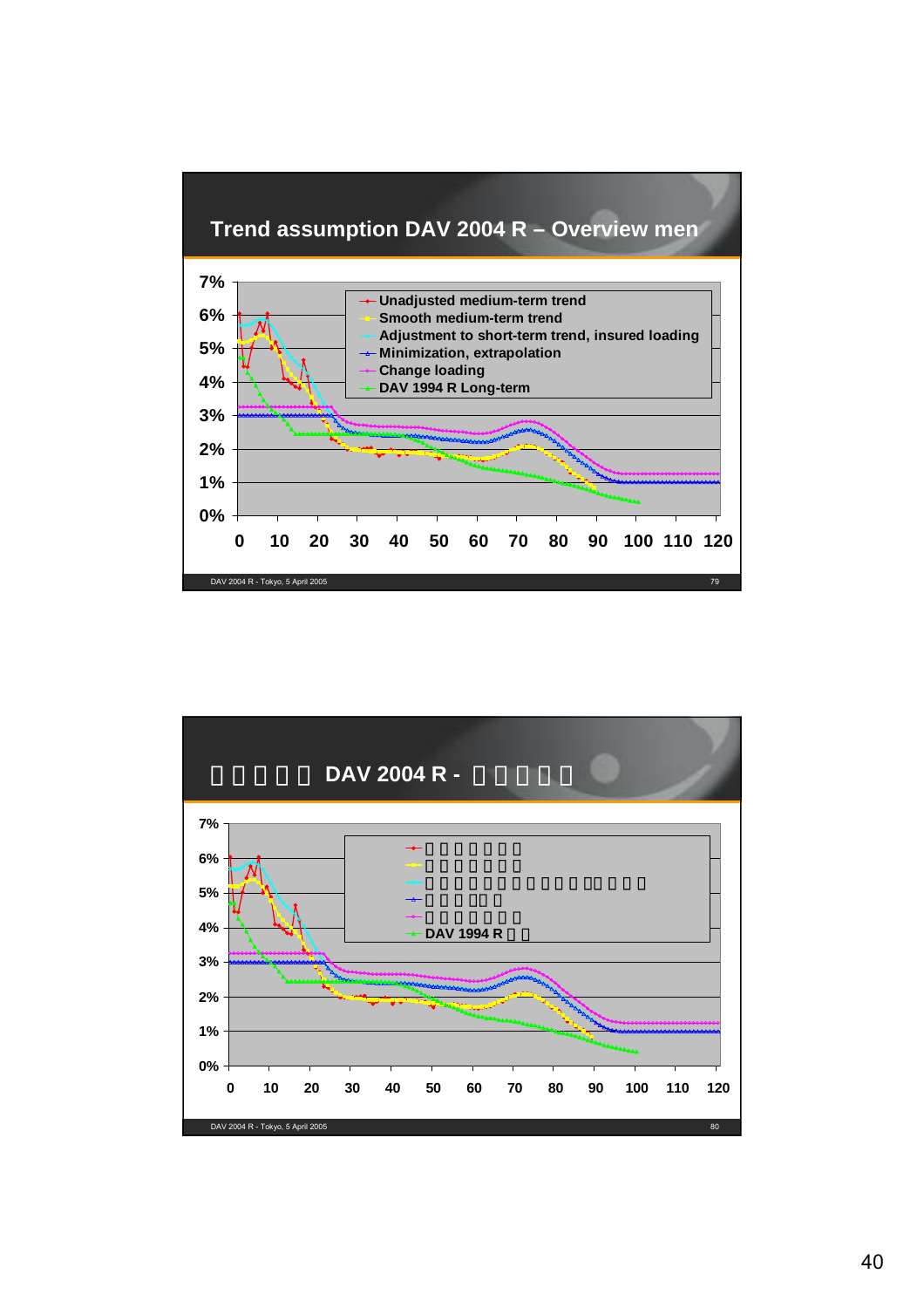## Trend assumption DAV 2004 R – Overview men

| | |
|---|---|
| Y-axis | 0%, 1%, 2%, 3%, 4%, 5%, 6%, 7% |
| X-axis | 0, 10, 20, 30, 40, 50, 60, 70, 80, 90, 100, 110, 120 |

Legend:
- Unadjusted medium-term trend
- Smooth medium-term trend
- Adjustment to short-term trend, insured loading
- Minimization, extrapolation
- Change loading
- DAV 1994 R Long-term

DAV 2004 R - Tokyo, 5 April 2005

## DAV 2004 R -

| | |
|---|---|
| Y-axis | 0%, 1%, 2%, 3%, 4%, 5%, 6%, 7% |
| X-axis | 0, 10, 20, 30, 40, 50, 60, 70, 80, 90, 100, 110, 120 |

Legend:
- DAV 1994 R

DAV 2004 R - Tokyo, 5 April 2005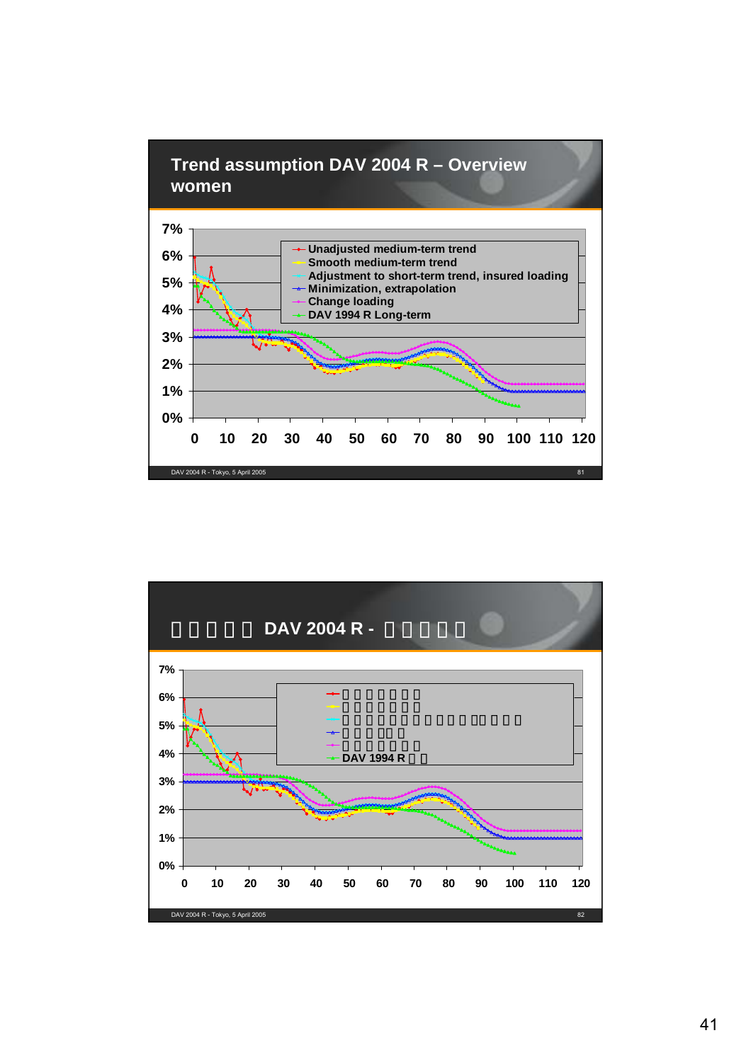## Trend assumption DAV 2004 R – Overview women

| | |
|---|---|
| y-axis | 0%, 1%, 2%, 3%, 4%, 5%, 6%, 7% |
| x-axis | 0, 10, 20, 30, 40, 50, 60, 70, 80, 90, 100, 110, 120 |

Legend:
- Unadjusted medium-term trend
- Smooth medium-term trend
- Adjustment to short-term trend, insured loading
- Minimization, extrapolation
- Change loading
- DAV 1994 R Long-term

DAV 2004 R - Tokyo, 5 April 2005

## DAV 2004 R -

| | |
|---|---|
| y-axis | 0%, 1%, 2%, 3%, 4%, 5%, 6%, 7% |
| x-axis | 0, 10, 20, 30, 40, 50, 60, 70, 80, 90, 100, 110, 120 |

Legend:
- DAV 1994 R

DAV 2004 R - Tokyo, 5 April 2005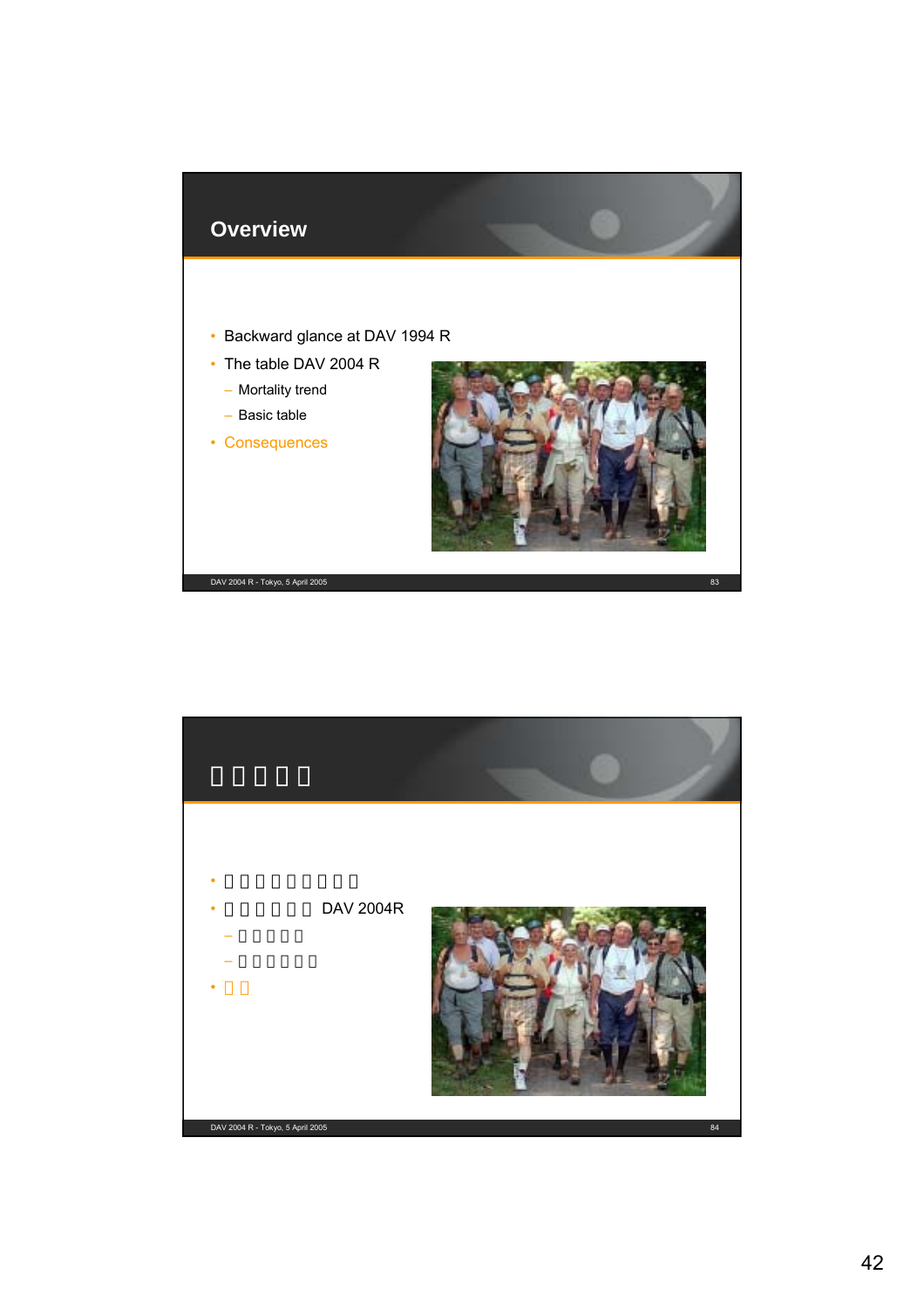## Overview

- Backward glance at DAV 1994 R
- The table DAV 2004 R
  - Mortality trend
  - Basic table
- Consequences

## □□□□□

- □□□□□□□□□
- □□□□□□ DAV 2004R
  - □□□□□
  - □□□□□□
- □□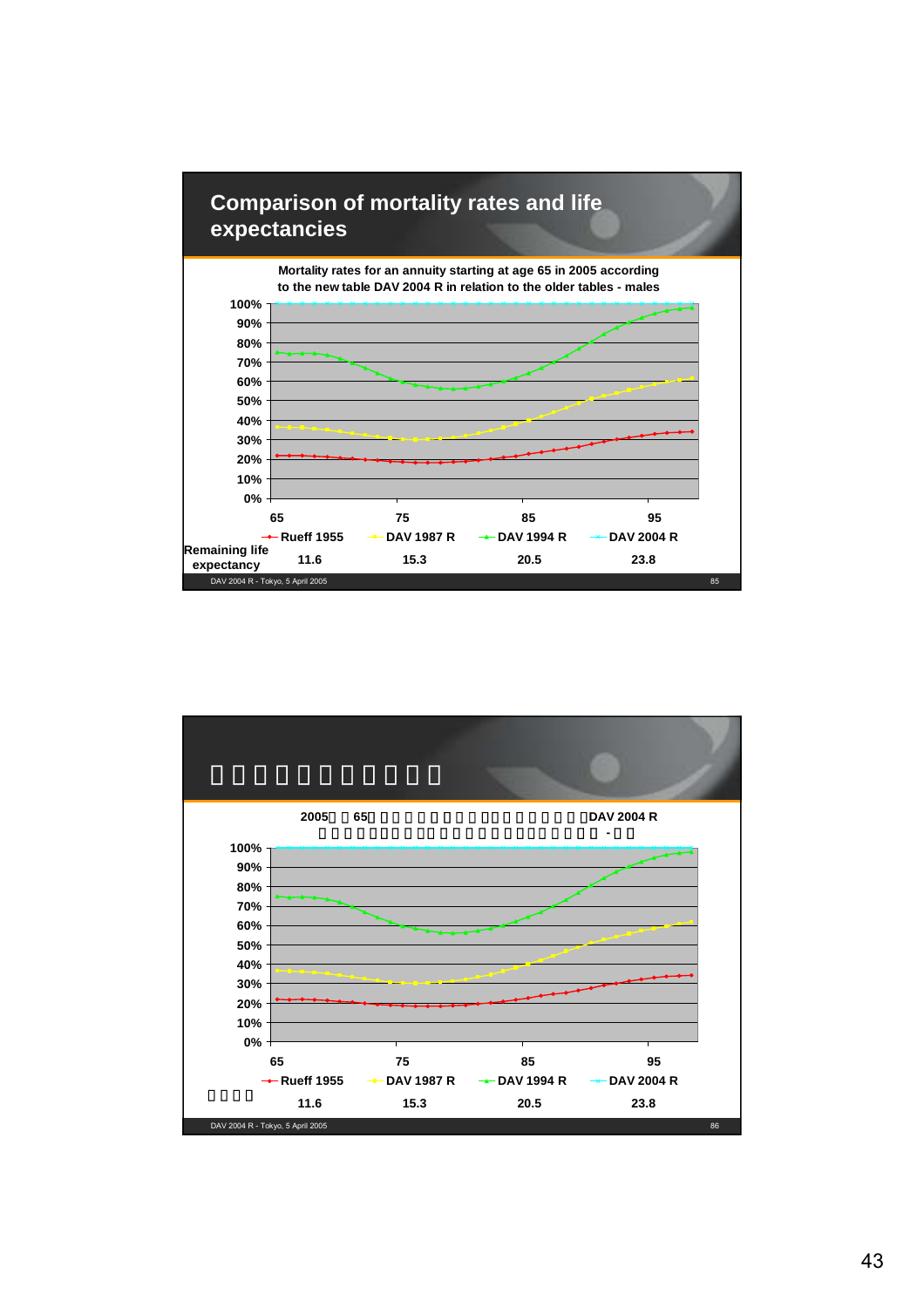## Comparison of mortality rates and life expectancies

**Mortality rates for an annuity starting at age 65 in 2005 according to the new table DAV 2004 R in relation to the older tables - males**

100%
90%
80%
70%
60%
50%
40%
30%
20%
10%
0%

65 75 85 95

Rueff 1955 | DAV 1987 R | DAV 1994 R | DAV 2004 R

| Remaining life expectancy | 11.6 | 15.3 | 20.5 | 23.8 |
|---|---|---|---|---|

DAV 2004 R - Tokyo, 5 April 2005

## 

**2005 65 DAV 2004 R**

**-**

100%
90%
80%
70%
60%
50%
40%
30%
20%
10%
0%

65 75 85 95

Rueff 1955 | DAV 1987 R | DAV 1994 R | DAV 2004 R

| | 11.6 | 15.3 | 20.5 | 23.8 |
|---|---|---|---|---|

DAV 2004 R - Tokyo, 5 April 2005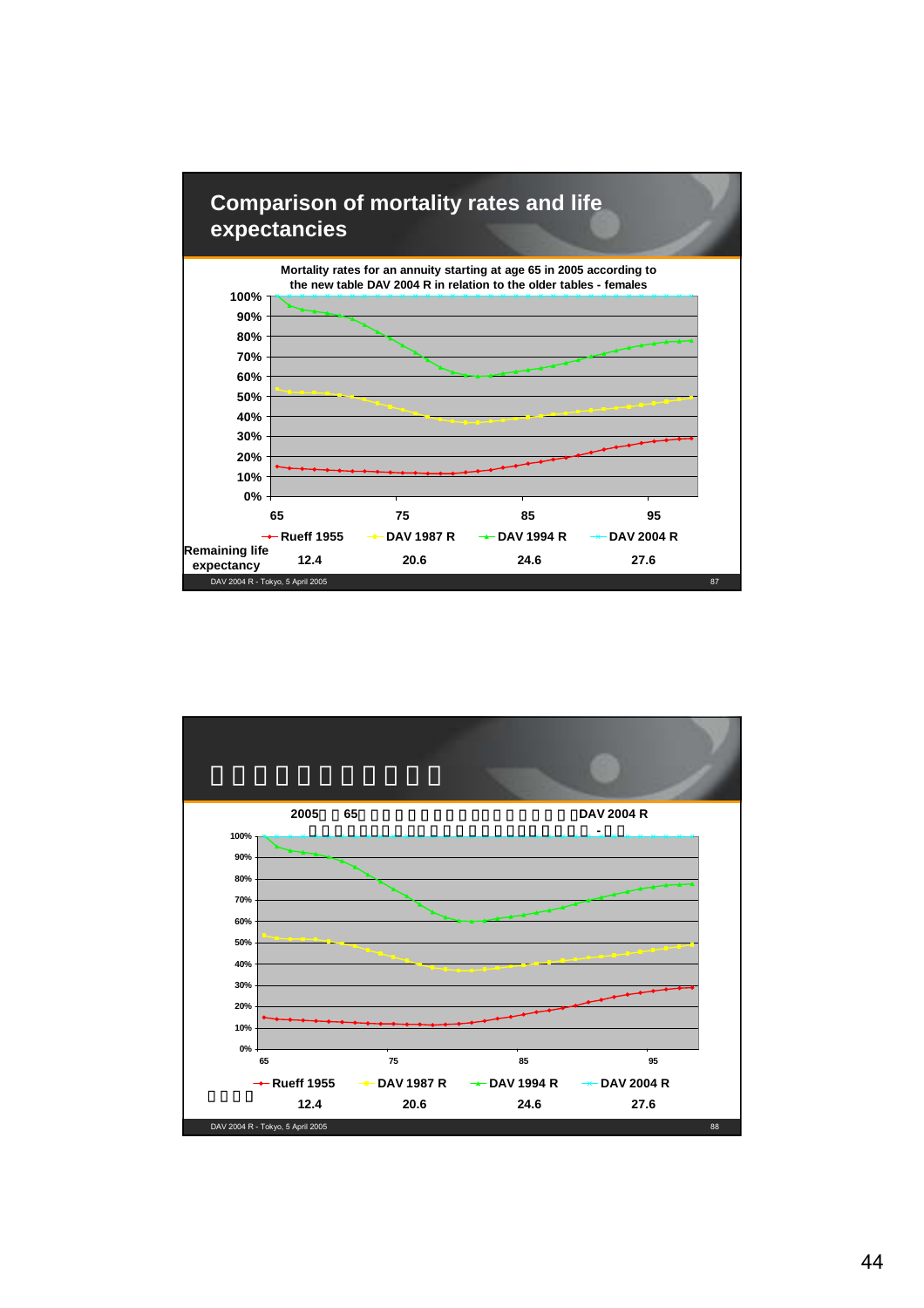## Comparison of mortality rates and life expectancies

**Mortality rates for an annuity starting at age 65 in 2005 according to the new table DAV 2004 R in relation to the older tables - females**

| | Rueff 1955 | DAV 1987 R | DAV 1994 R | DAV 2004 R |
|---|---|---|---|---|
| Remaining life expectancy | 12.4 | 20.6 | 24.6 | 27.6 |

DAV 2004 R - Tokyo, 5 April 2005

## 

**2005 65 DAV 2004 R**

| | Rueff 1955 | DAV 1987 R | DAV 1994 R | DAV 2004 R |
|---|---|---|---|---|
| | 12.4 | 20.6 | 24.6 | 27.6 |

DAV 2004 R - Tokyo, 5 April 2005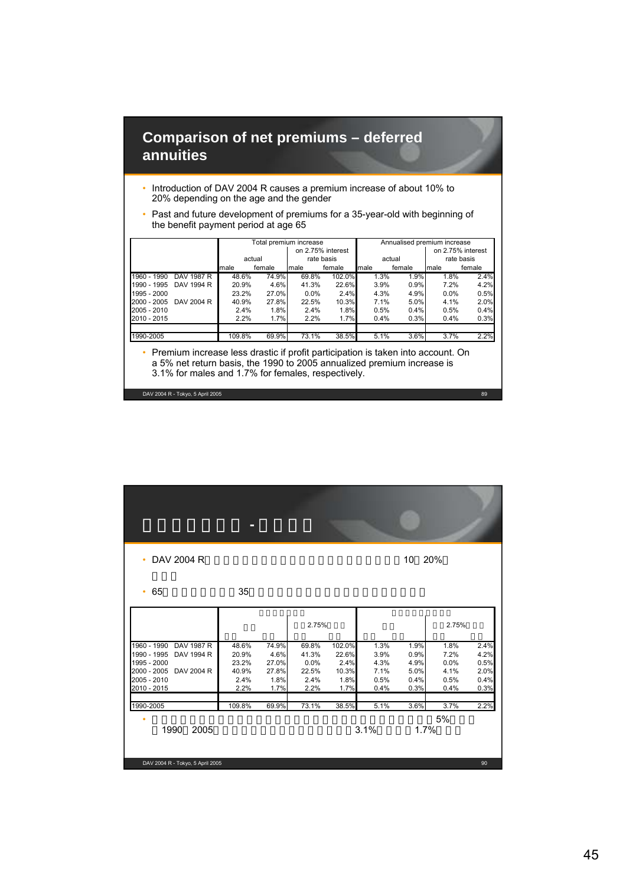## Comparison of net premiums – deferred annuities

- Introduction of DAV 2004 R causes a premium increase of about 10% to 20% depending on the age and the gender
- Past and future development of premiums for a 35-year-old with beginning of the benefit payment period at age 65

| | | Total premium increase | | | | Annualised premium increase | | | |
|---|---|---|---|---|---|---|---|---|---|
| | | actual | | on 2.75% interest rate basis | | actual | | on 2.75% interest rate basis | |
| | | male | female | male | female | male | female | male | female |
| 1960 - 1990 | DAV 1987 R | 48.6% | 74.9% | 69.8% | 102.0% | 1.3% | 1.9% | 1.8% | 2.4% |
| 1990 - 1995 | DAV 1994 R | 20.9% | 4.6% | 41.3% | 22.6% | 3.9% | 0.9% | 7.2% | 4.2% |
| 1995 - 2000 | | 23.2% | 27.0% | 0.0% | 2.4% | 4.3% | 4.9% | 0.0% | 0.5% |
| 2000 - 2005 | DAV 2004 R | 40.9% | 27.8% | 22.5% | 10.3% | 7.1% | 5.0% | 4.1% | 2.0% |
| 2005 - 2010 | | 2.4% | 1.8% | 2.4% | 1.8% | 0.5% | 0.4% | 0.5% | 0.4% |
| 2010 - 2015 | | 2.2% | 1.7% | 2.2% | 1.7% | 0.4% | 0.3% | 0.4% | 0.3% |
| | | | | | | | | | |
| 1990-2005 | | 109.8% | 69.9% | 73.1% | 38.5% | 5.1% | 3.6% | 3.7% | 2.2% |

- Premium increase less drastic if profit participation is taken into account. On a 5% net return basis, the 1990 to 2005 annualized premium increase is 3.1% for males and 1.7% for females, respectively.

## -

- DAV 2004 R 10 20%
- 65 35

| | | | | | | | | | |
|---|---|---|---|---|---|---|---|---|---|
| | | | | 2.75% | | | | 2.75% | |
| 1960 - 1990 | DAV 1987 R | 48.6% | 74.9% | 69.8% | 102.0% | 1.3% | 1.9% | 1.8% | 2.4% |
| 1990 - 1995 | DAV 1994 R | 20.9% | 4.6% | 41.3% | 22.6% | 3.9% | 0.9% | 7.2% | 4.2% |
| 1995 - 2000 | | 23.2% | 27.0% | 0.0% | 2.4% | 4.3% | 4.9% | 0.0% | 0.5% |
| 2000 - 2005 | DAV 2004 R | 40.9% | 27.8% | 22.5% | 10.3% | 7.1% | 5.0% | 4.1% | 2.0% |
| 2005 - 2010 | | 2.4% | 1.8% | 2.4% | 1.8% | 0.5% | 0.4% | 0.5% | 0.4% |
| 2010 - 2015 | | 2.2% | 1.7% | 2.2% | 1.7% | 0.4% | 0.3% | 0.4% | 0.3% |
| | | | | | | | | | |
| 1990-2005 | | 109.8% | 69.9% | 73.1% | 38.5% | 5.1% | 3.6% | 3.7% | 2.2% |

- 5% 1990 2005 3.1% 1.7%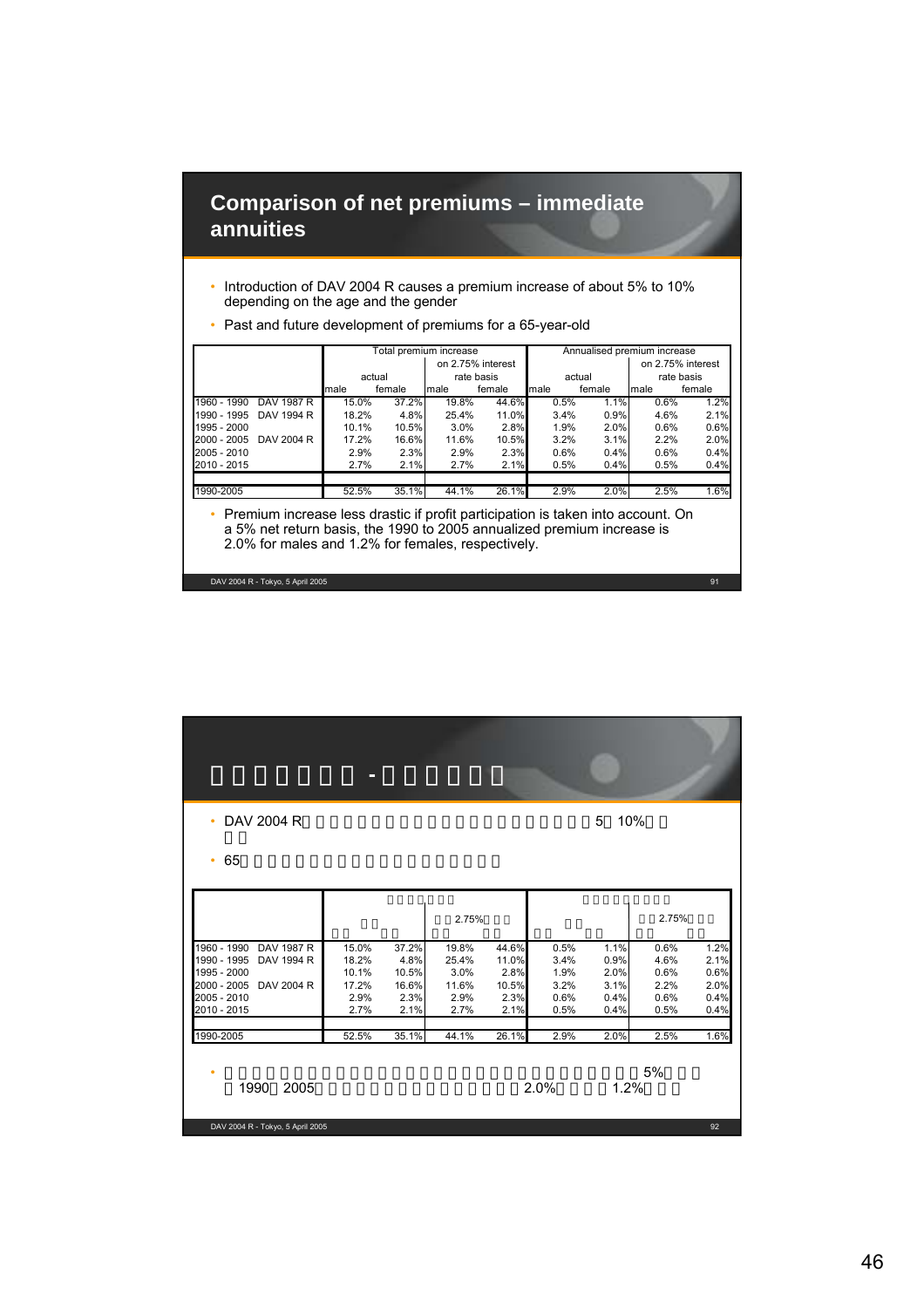## Comparison of net premiums – immediate annuities

- Introduction of DAV 2004 R causes a premium increase of about 5% to 10% depending on the age and the gender
- Past and future development of premiums for a 65-year-old

| | | Total premium increase | | | | Annualised premium increase | | | |
|---|---|---|---|---|---|---|---|---|---|
| | | actual | | on 2.75% interest rate basis | | actual | | on 2.75% interest rate basis | |
| | | male | female | male | female | male | female | male | female |
| 1960 - 1990 | DAV 1987 R | 15.0% | 37.2% | 19.8% | 44.6% | 0.5% | 1.1% | 0.6% | 1.2% |
| 1990 - 1995 | DAV 1994 R | 18.2% | 4.8% | 25.4% | 11.0% | 3.4% | 0.9% | 4.6% | 2.1% |
| 1995 - 2000 | | 10.1% | 10.5% | 3.0% | 2.8% | 1.9% | 2.0% | 0.6% | 0.6% |
| 2000 - 2005 | DAV 2004 R | 17.2% | 16.6% | 11.6% | 10.5% | 3.2% | 3.1% | 2.2% | 2.0% |
| 2005 - 2010 | | 2.9% | 2.3% | 2.9% | 2.3% | 0.6% | 0.4% | 0.6% | 0.4% |
| 2010 - 2015 | | 2.7% | 2.1% | 2.7% | 2.1% | 0.5% | 0.4% | 0.5% | 0.4% |
| 1990-2005 | | 52.5% | 35.1% | 44.1% | 26.1% | 2.9% | 2.0% | 2.5% | 1.6% |

- Premium increase less drastic if profit participation is taken into account. On a 5% net return basis, the 1990 to 2005 annualized premium increase is 2.0% for males and 1.2% for females, respectively.

## -

- DAV 2004 R 5 10%
- 65

| | | | | 2.75% | | | | 2.75% | |
|---|---|---|---|---|---|---|---|---|---|
| 1960 - 1990 | DAV 1987 R | 15.0% | 37.2% | 19.8% | 44.6% | 0.5% | 1.1% | 0.6% | 1.2% |
| 1990 - 1995 | DAV 1994 R | 18.2% | 4.8% | 25.4% | 11.0% | 3.4% | 0.9% | 4.6% | 2.1% |
| 1995 - 2000 | | 10.1% | 10.5% | 3.0% | 2.8% | 1.9% | 2.0% | 0.6% | 0.6% |
| 2000 - 2005 | DAV 2004 R | 17.2% | 16.6% | 11.6% | 10.5% | 3.2% | 3.1% | 2.2% | 2.0% |
| 2005 - 2010 | | 2.9% | 2.3% | 2.9% | 2.3% | 0.6% | 0.4% | 0.6% | 0.4% |
| 2010 - 2015 | | 2.7% | 2.1% | 2.7% | 2.1% | 0.5% | 0.4% | 0.5% | 0.4% |
| 1990-2005 | | 52.5% | 35.1% | 44.1% | 26.1% | 2.9% | 2.0% | 2.5% | 1.6% |

- 5% 1990 2005 2.0% 1.2%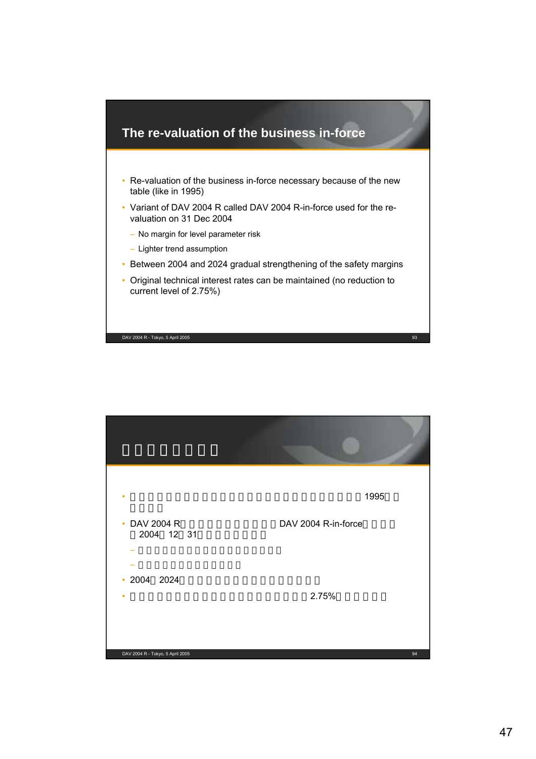## The re-valuation of the business in-force

- Re-valuation of the business in-force necessary because of the new table (like in 1995)
- Variant of DAV 2004 R called DAV 2004 R-in-force used for the re-valuation on 31 Dec 2004
  - No margin for level parameter risk
  - Lighter trend assumption
- Between 2004 and 2024 gradual strengthening of the safety margins
- Original technical interest rates can be maintained (no reduction to current level of 2.75%)

## 

- 1995
- DAV 2004 R DAV 2004 R-in-force 2004 12 31
  - 
  - 
- 2004 2024
- 2.75%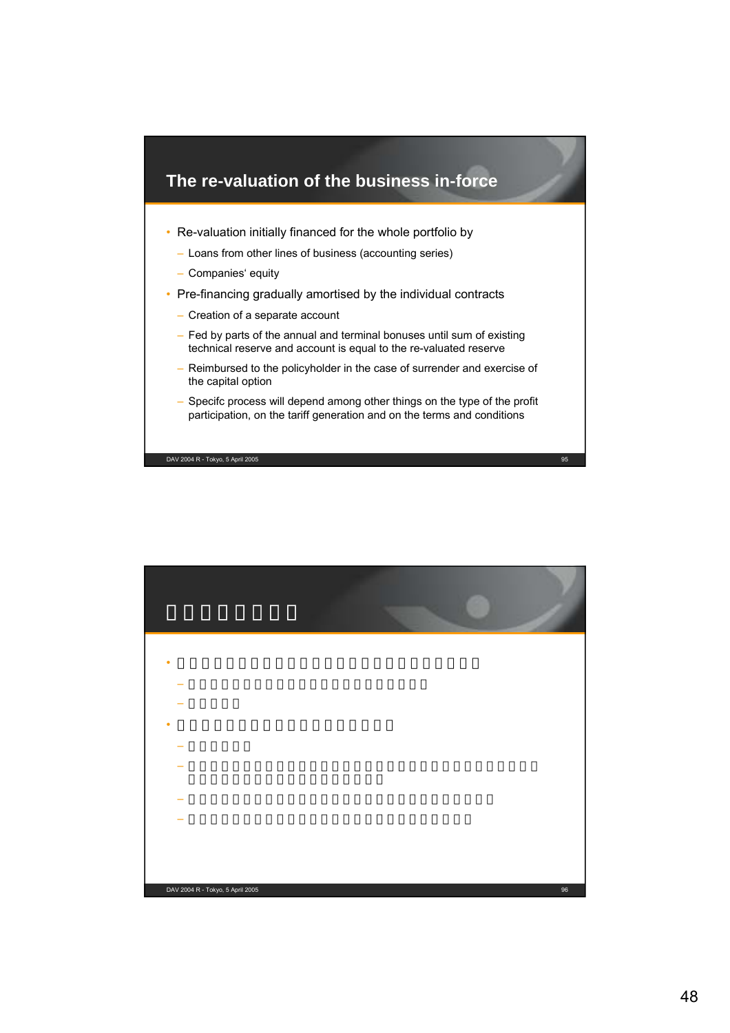## The re-valuation of the business in-force

- Re-valuation initially financed for the whole portfolio by
  - Loans from other lines of business (accounting series)
  - Companies' equity
- Pre-financing gradually amortised by the individual contracts
  - Creation of a separate account
  - Fed by parts of the annual and terminal bonuses until sum of existing technical reserve and account is equal to the re-valuated reserve
  - Reimbursed to the policyholder in the case of surrender and exercise of the capital option
  - Specifc process will depend among other things on the type of the profit participation, on the tariff generation and on the terms and conditions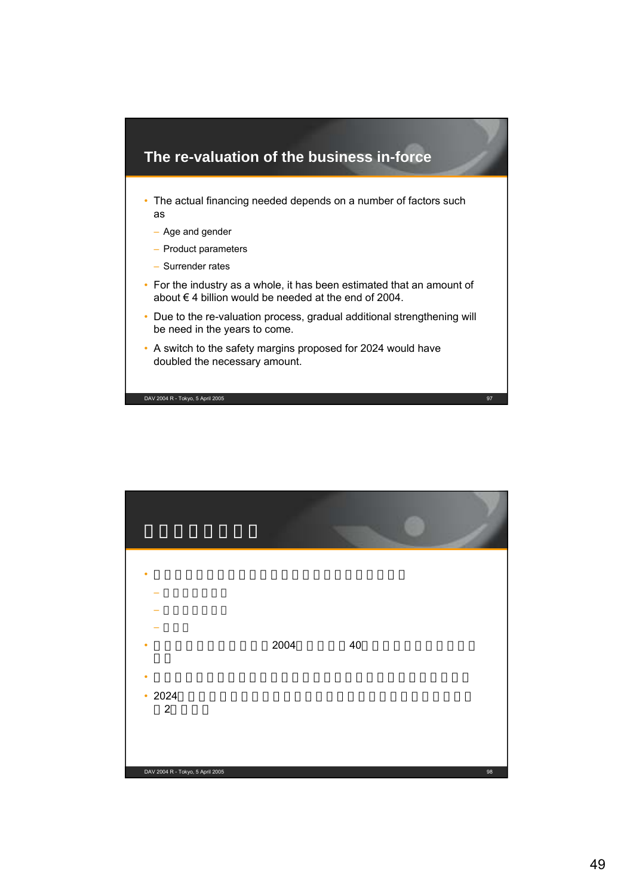## The re-valuation of the business in-force

- The actual financing needed depends on a number of factors such as
  - Age and gender
  - Product parameters
  - Surrender rates
- For the industry as a whole, it has been estimated that an amount of about € 4 billion would be needed at the end of 2004.
- Due to the re-valuation process, gradual additional strengthening will be need in the years to come.
- A switch to the safety margins proposed for 2024 would have doubled the necessary amount.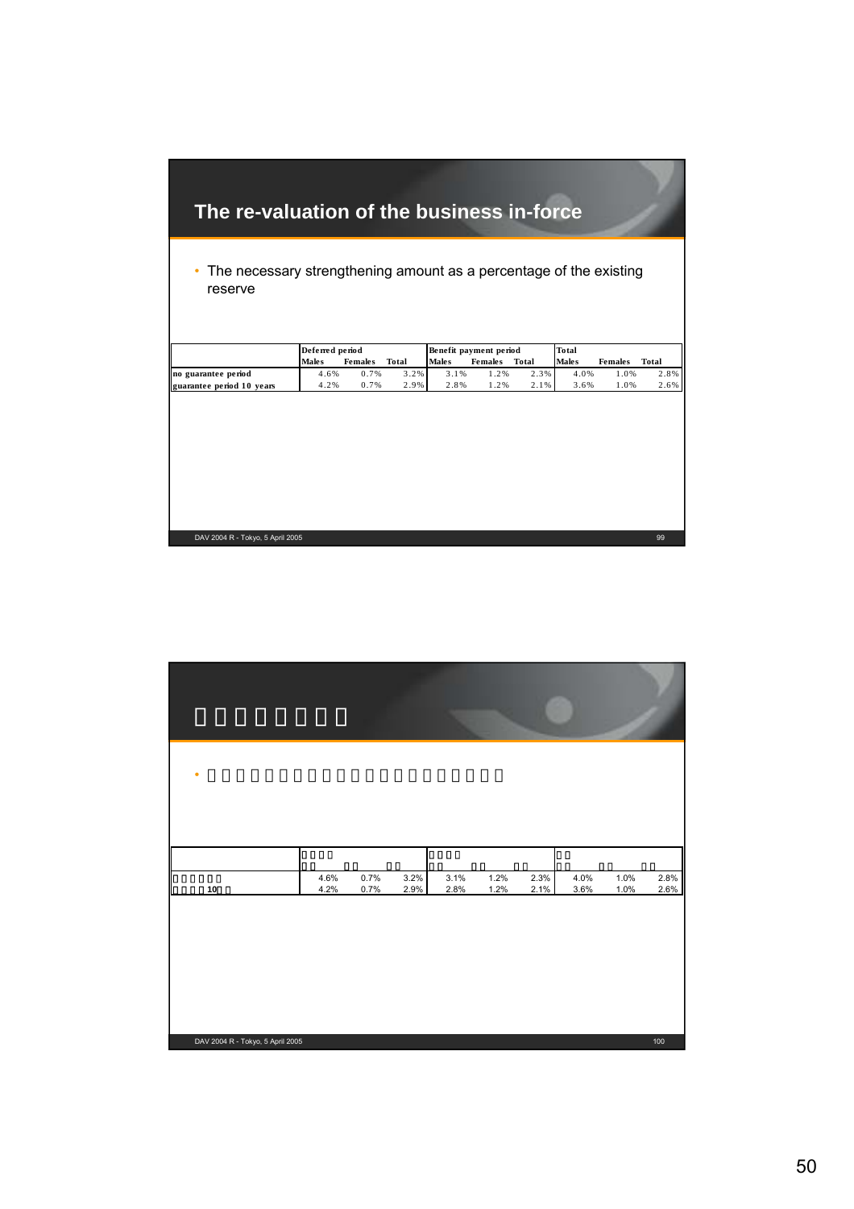## The re-valuation of the business in-force

- The necessary strengthening amount as a percentage of the existing reserve

| | Deferred period | | | Benefit payment period | | | Total | | |
|---|---|---|---|---|---|---|---|---|---|
| | Males | Females | Total | Males | Females | Total | Males | Females | Total |
| no guarantee period | 4.6% | 0.7% | 3.2% | 3.1% | 1.2% | 2.3% | 4.0% | 1.0% | 2.8% |
| guarantee period 10 years | 4.2% | 0.7% | 2.9% | 2.8% | 1.2% | 2.1% | 3.6% | 1.0% | 2.6% |

DAV 2004 R - Tokyo, 5 April 2005

| | | | | | | | | | |
|---|---|---|---|---|---|---|---|---|---|
| | | | | | | | | | |
| | 4.6% | 0.7% | 3.2% | 3.1% | 1.2% | 2.3% | 4.0% | 1.0% | 2.8% |
| 10 | 4.2% | 0.7% | 2.9% | 2.8% | 1.2% | 2.1% | 3.6% | 1.0% | 2.6% |

DAV 2004 R - Tokyo, 5 April 2005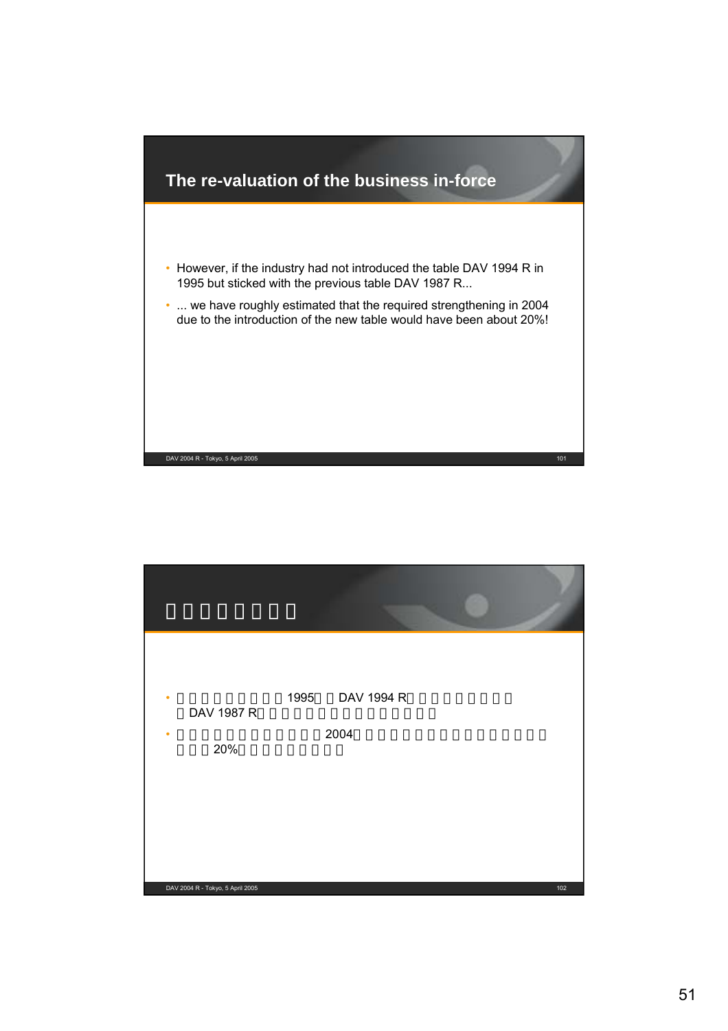## The re-valuation of the business in-force

- However, if the industry had not introduced the table DAV 1994 R in 1995 but sticked with the previous table DAV 1987 R...
- ... we have roughly estimated that the required strengthening in 2004 due to the introduction of the new table would have been about 20%!

## □□□□□□□□

- □□□□□□□□□1995□□DAV 1994 R□□□□□□□□□DAV 1987 R□□□□□□□□□□□□□□
- □□□□□□□□□□□□2004□□□□□□□□□□□□□□□□□□□□□□□20%□□□□□□□□□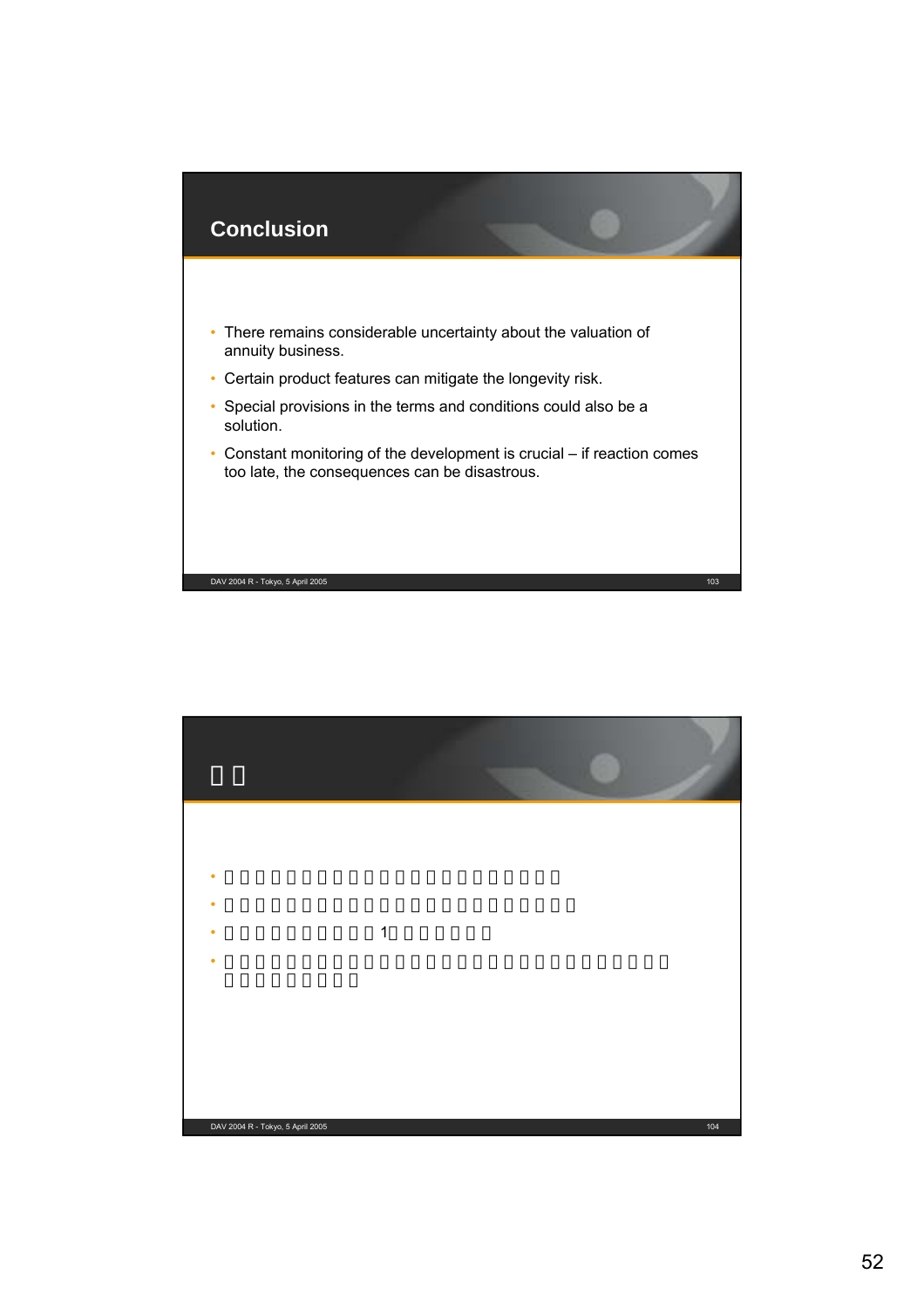## Conclusion

- There remains considerable uncertainty about the valuation of annuity business.
- Certain product features can mitigate the longevity risk.
- Special provisions in the terms and conditions could also be a solution.
- Constant monitoring of the development is crucial – if reaction comes too late, the consequences can be disastrous.